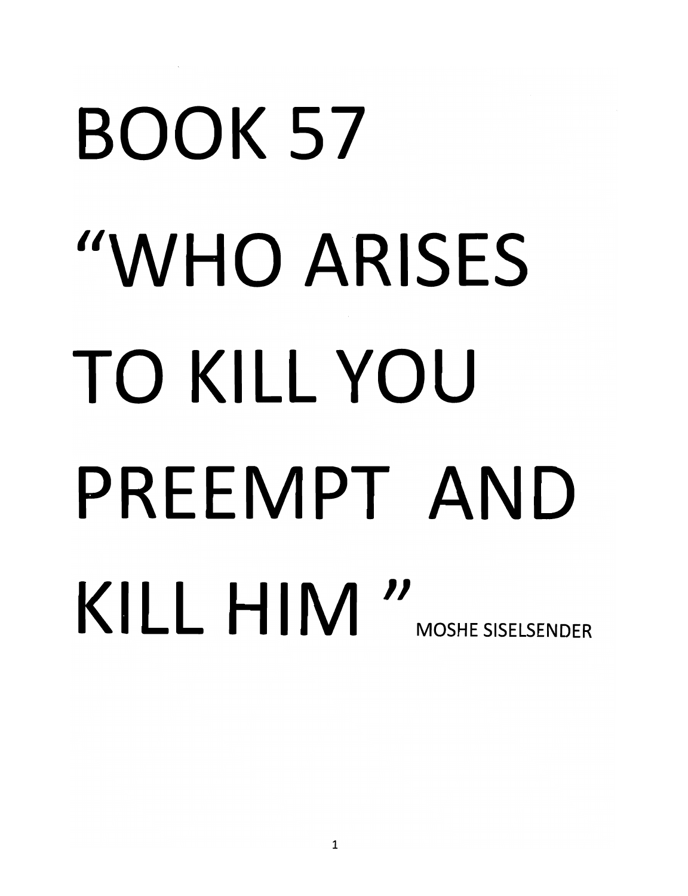# BOOK 57

# "WHO ARISES TO KILL YOU PREEMPT AND KILL HIM"

MOSHE SISELSENDER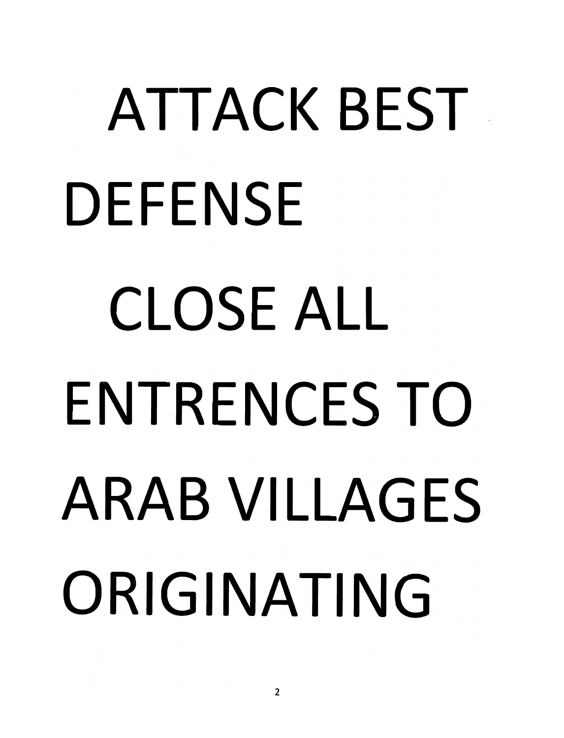ATTACK BEST DEFENSE

CLOSE ALL ENTRENCES TO ARAB VILLAGES ORIGINATING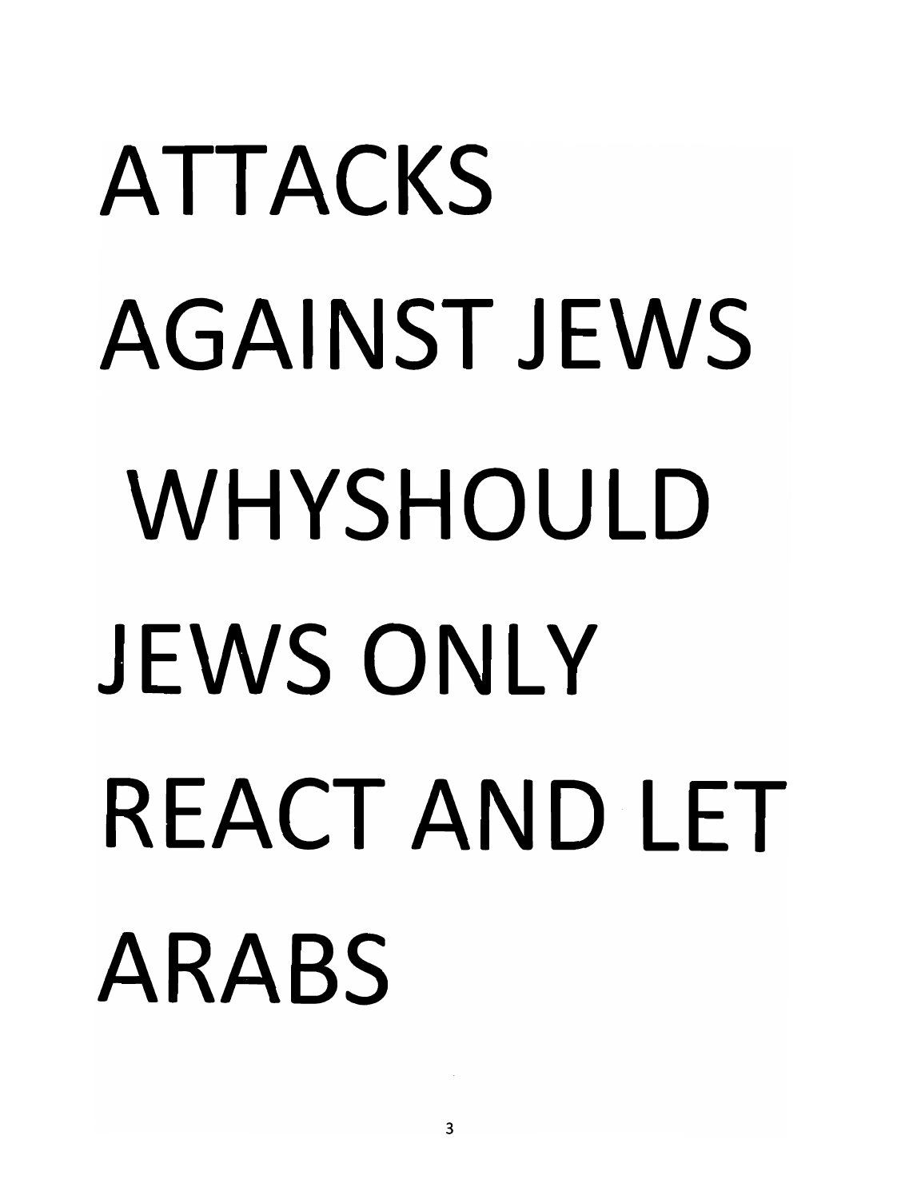ATTACKS

AGAINST JEWS

WHYSHOULD

JEWS ONLY

REACT AND LET

ARABS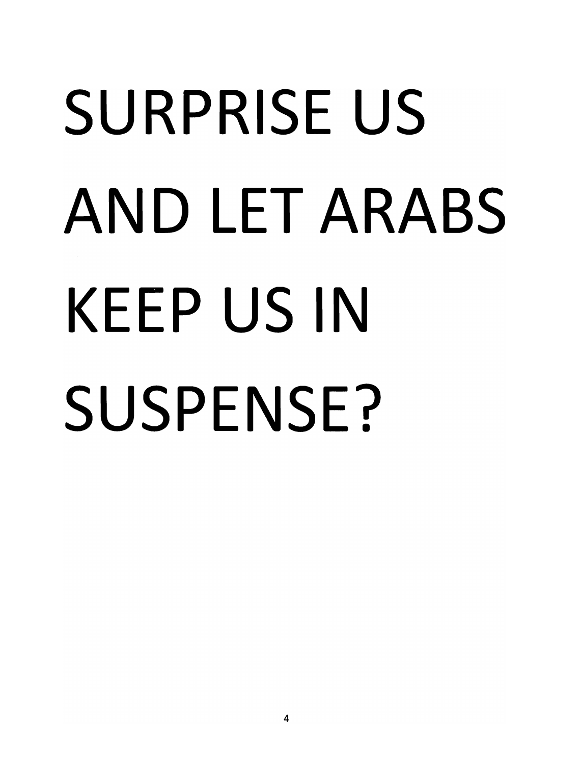SURPRISE US AND LET ARABS KEEP US IN SUSPENSE?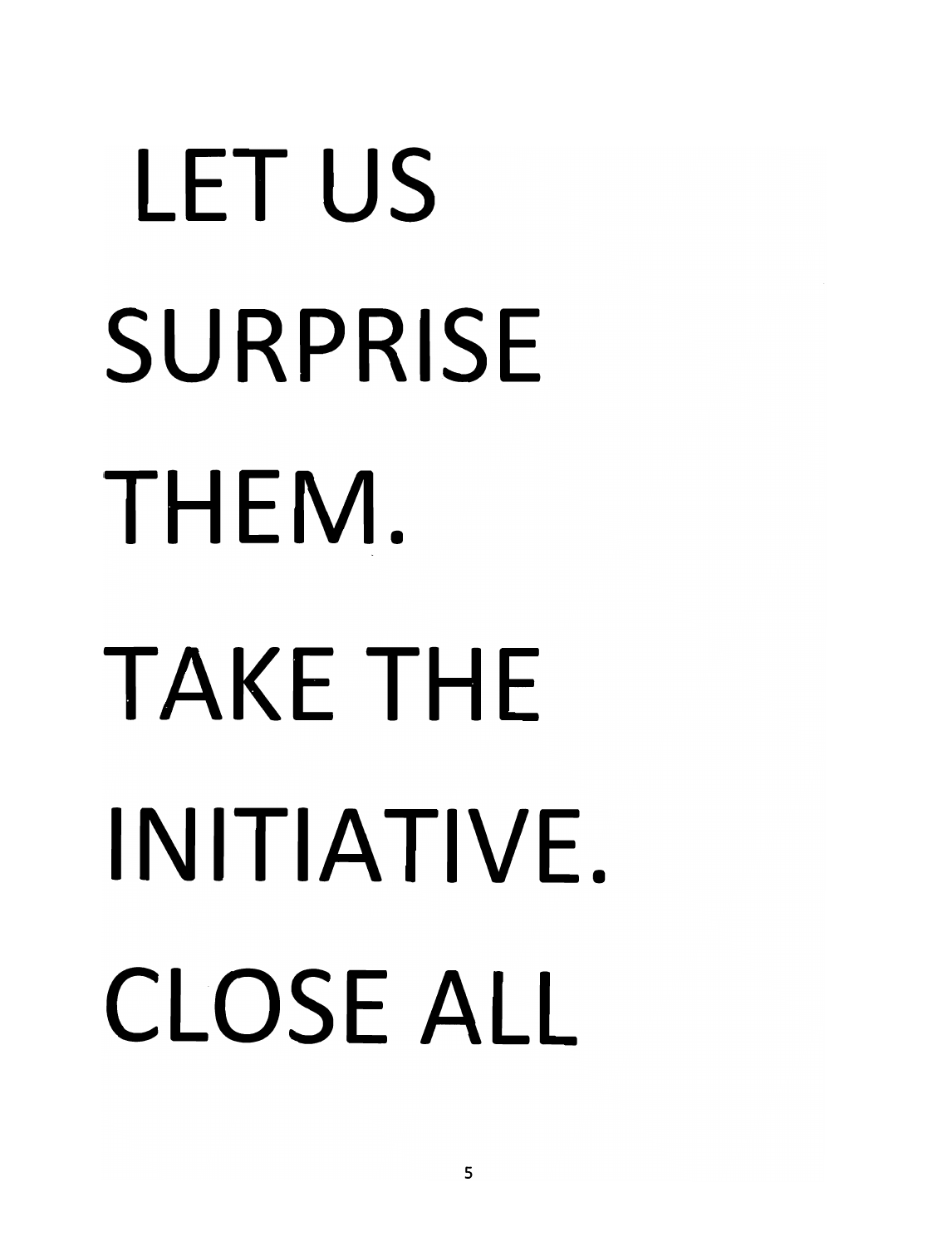LET US SURPRISE THEM. TAKE THE INITIATIVE. CLOSE ALL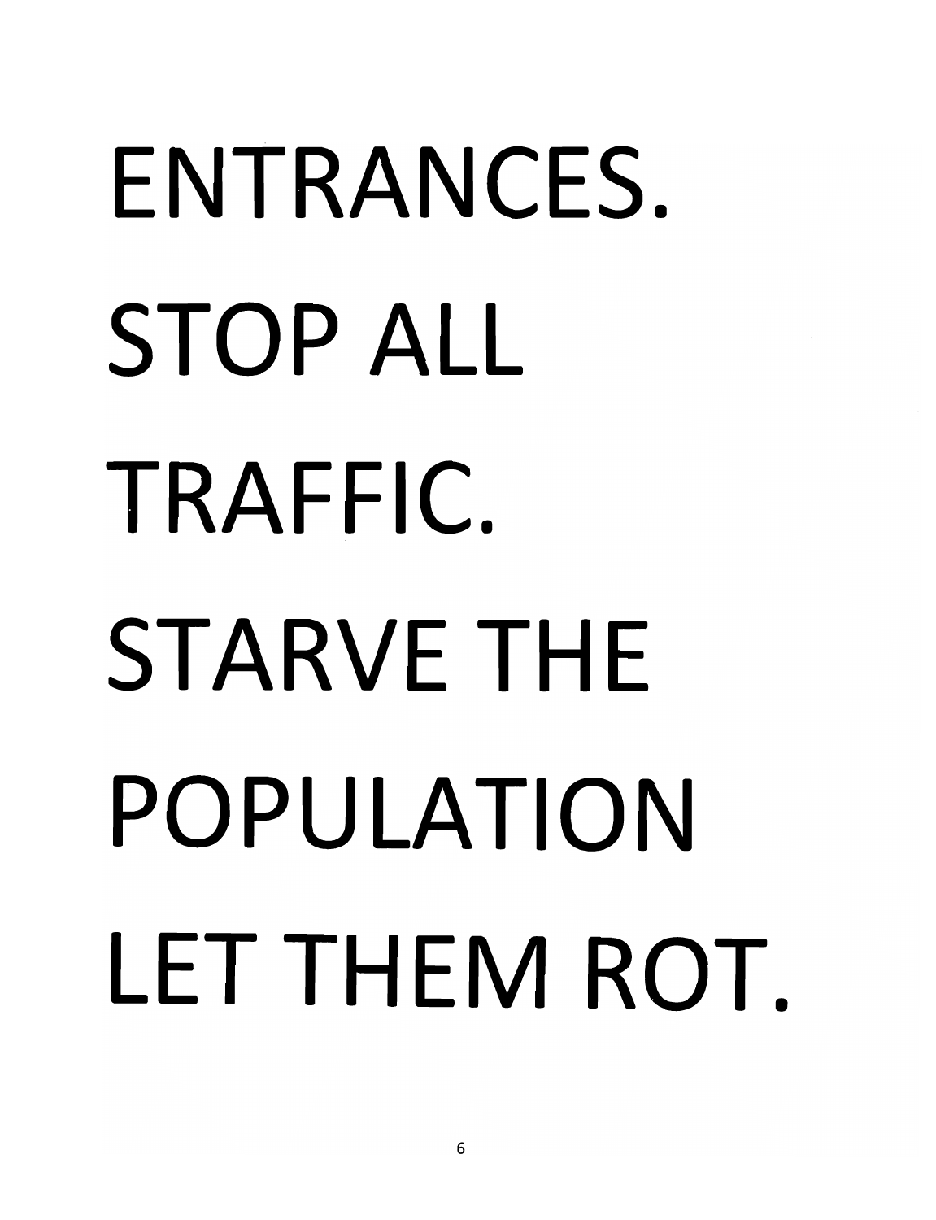ENTRANCES. STOP ALL TRAFFIC. STARVE THE POPULATION LET THEM ROT.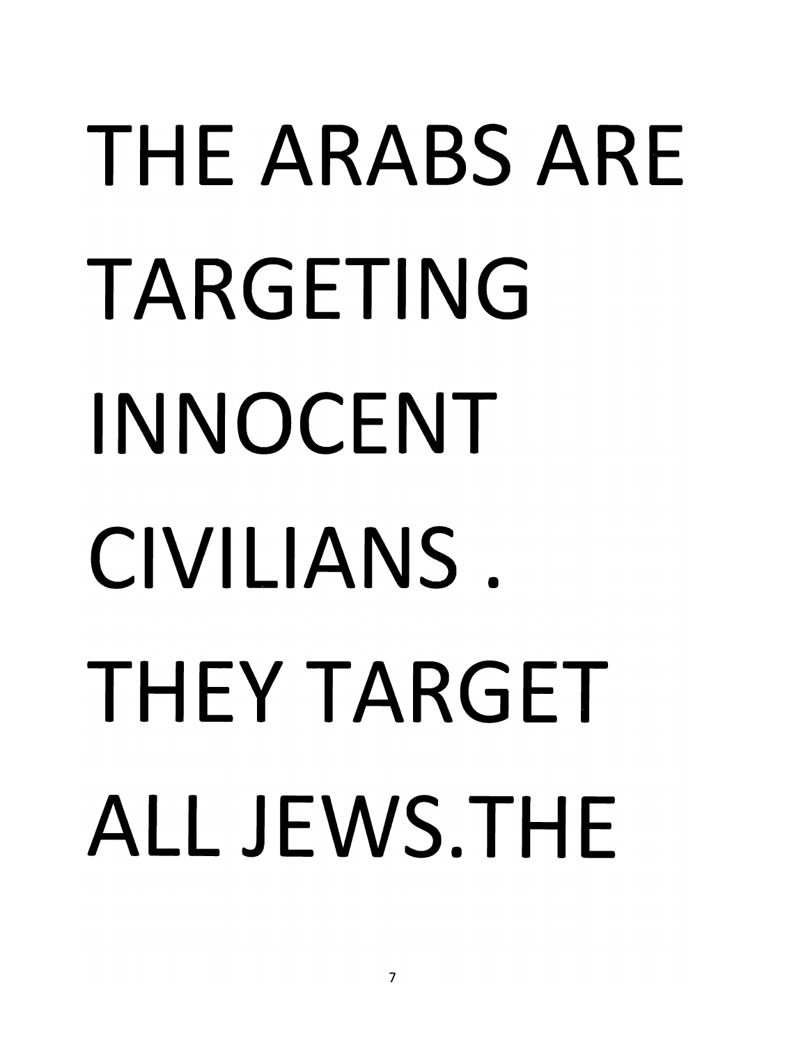THE ARABS ARE TARGETING INNOCENT CIVILIANS . THEY TARGET ALL JEWS.THE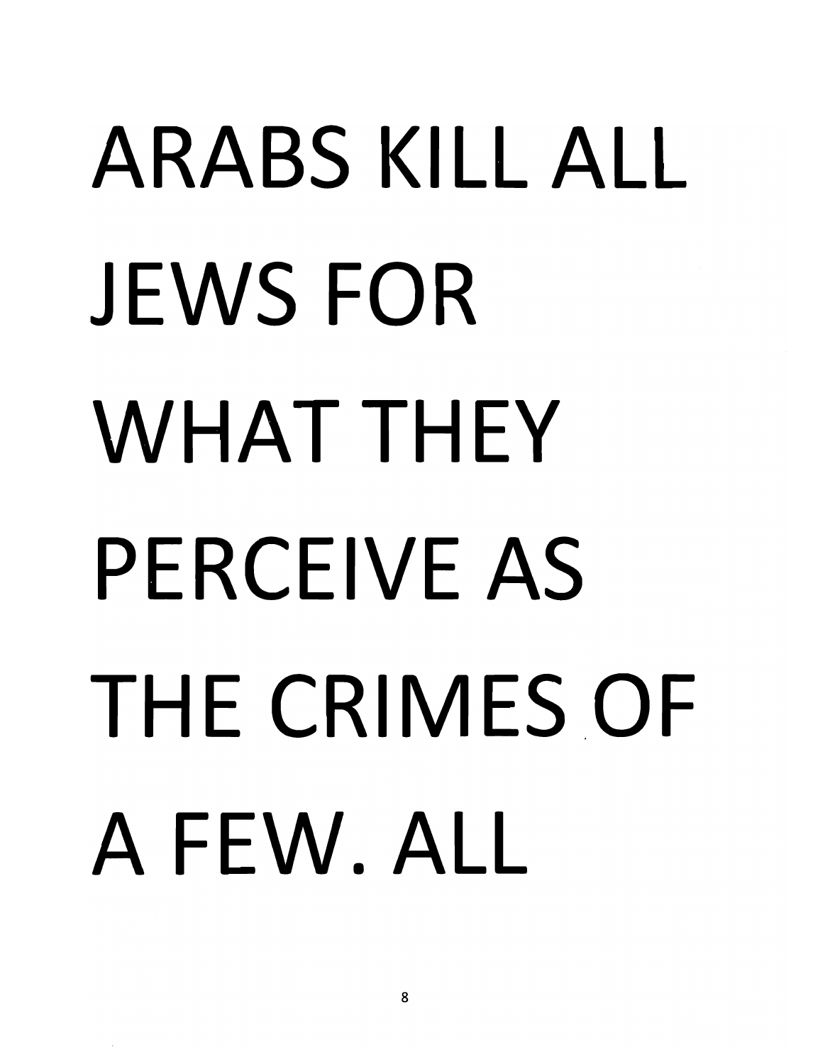ARABS KILL ALL JEWS FOR WHAT THEY PERCEIVE AS THE CRIMES OF A FEW. ALL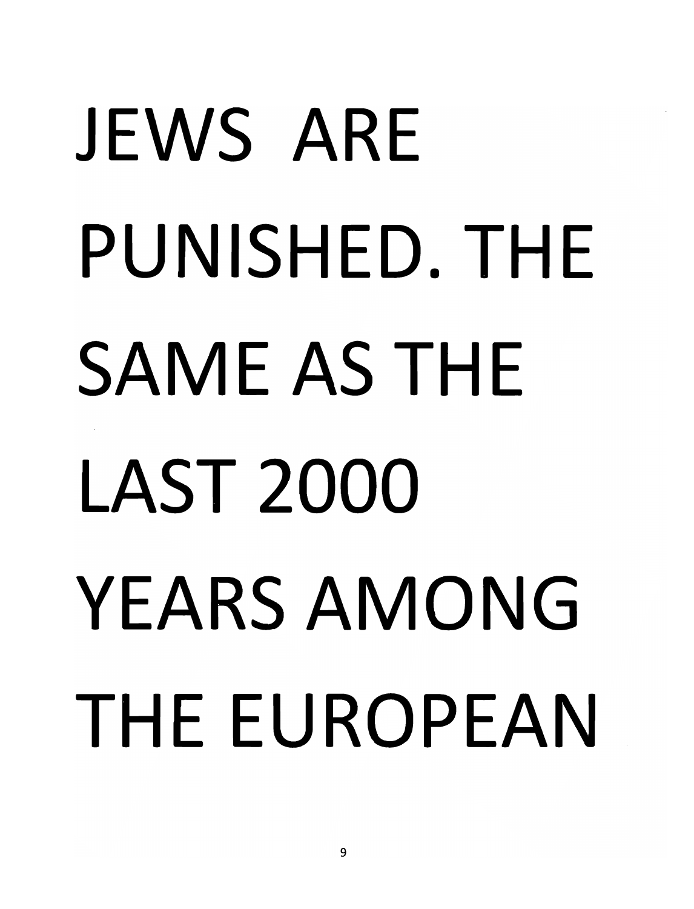JEWS ARE PUNISHED. THE SAME AS THE LAST 2000 YEARS AMONG THE EUROPEAN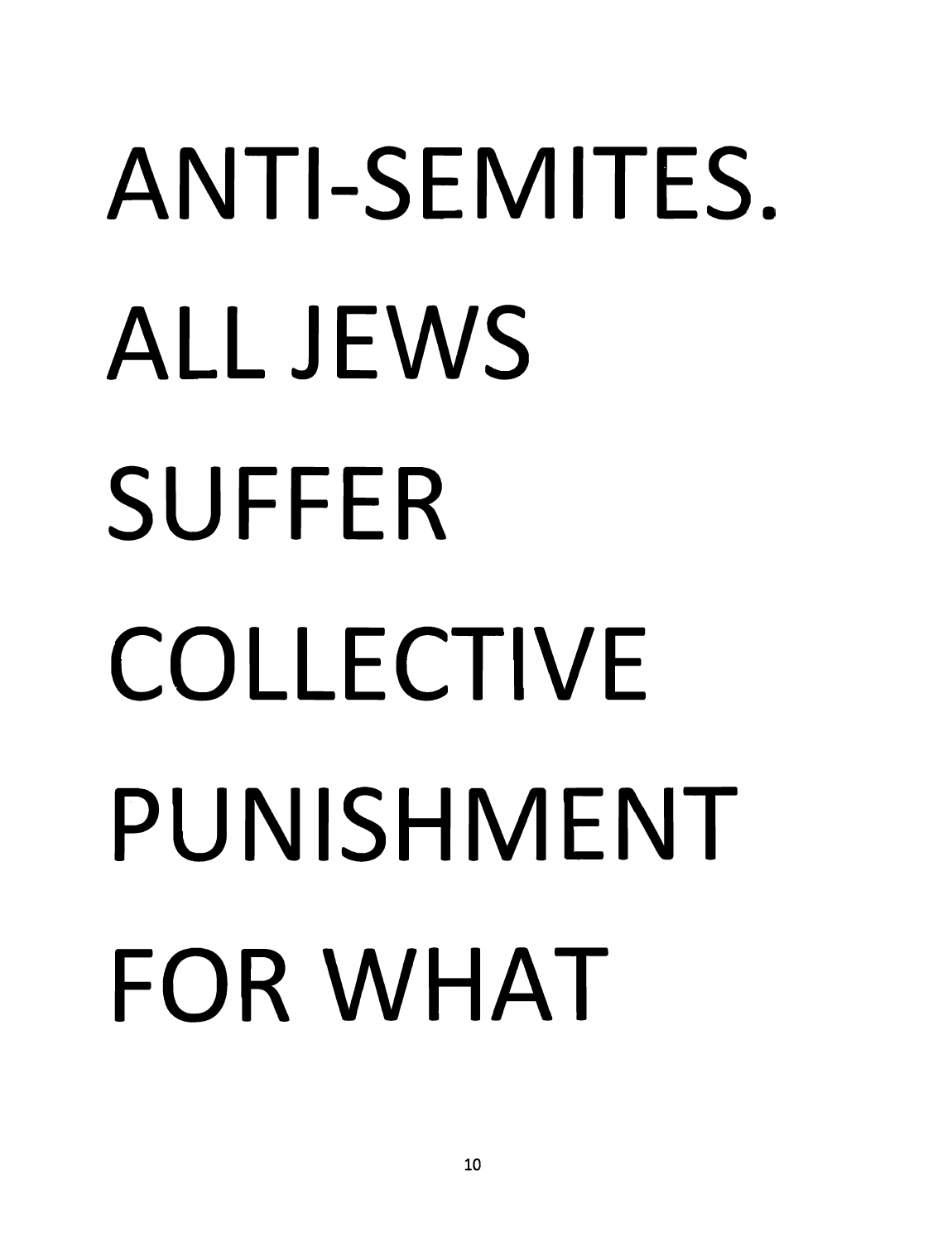ANTI-SEMITES.
ALL JEWS
SUFFER
COLLECTIVE
PUNISHMENT
FOR WHAT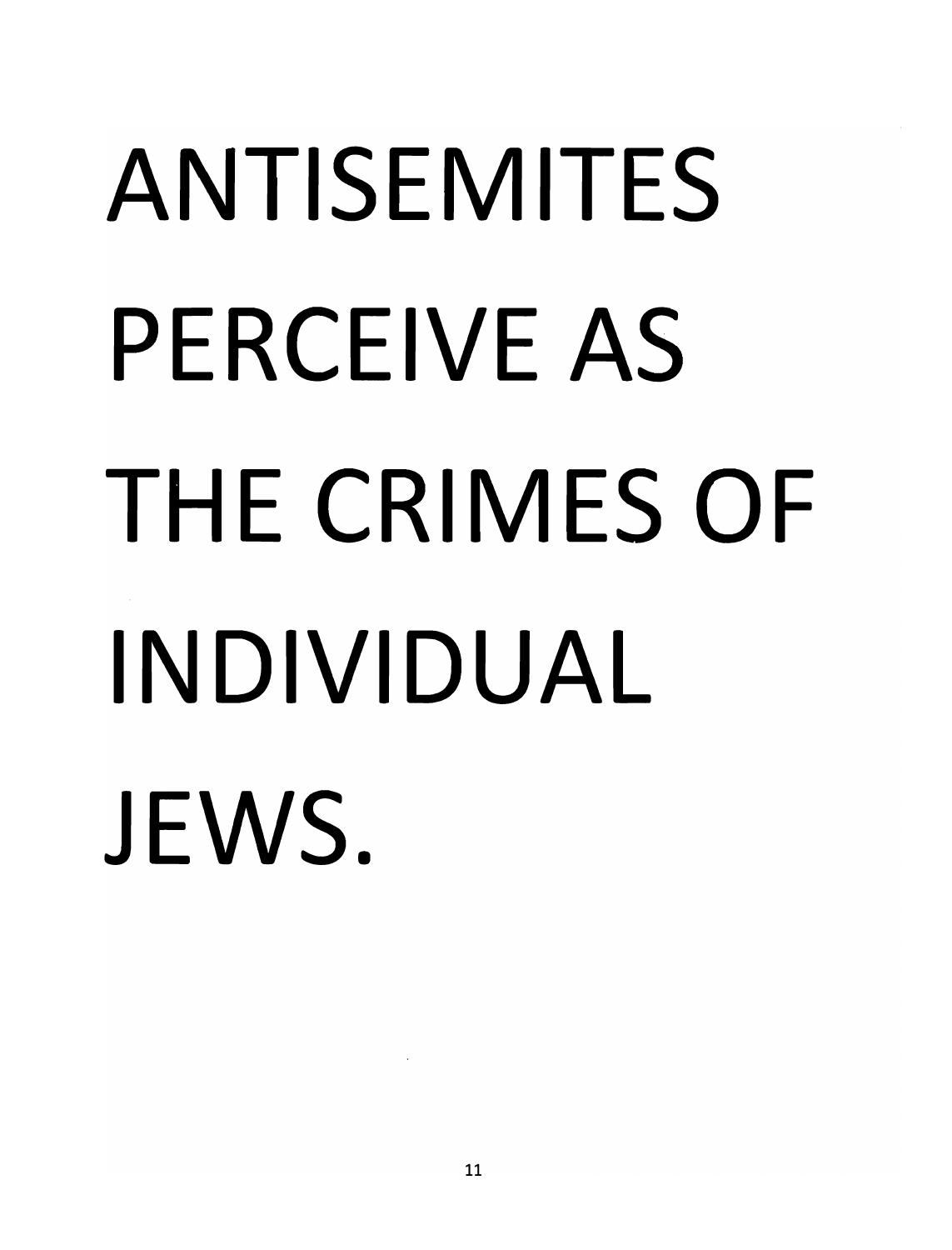ANTISEMITES PERCEIVE AS THE CRIMES OF INDIVIDUAL JEWS.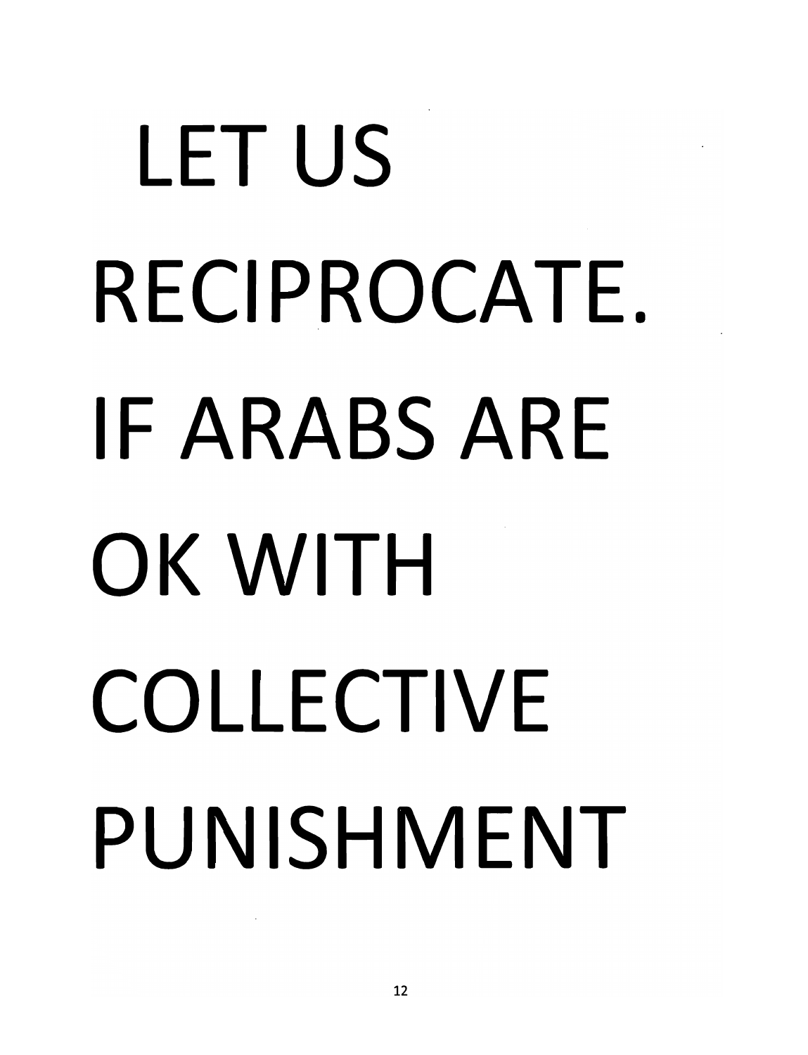LET US RECIPROCATE. IF ARABS ARE OK WITH COLLECTIVE PUNISHMENT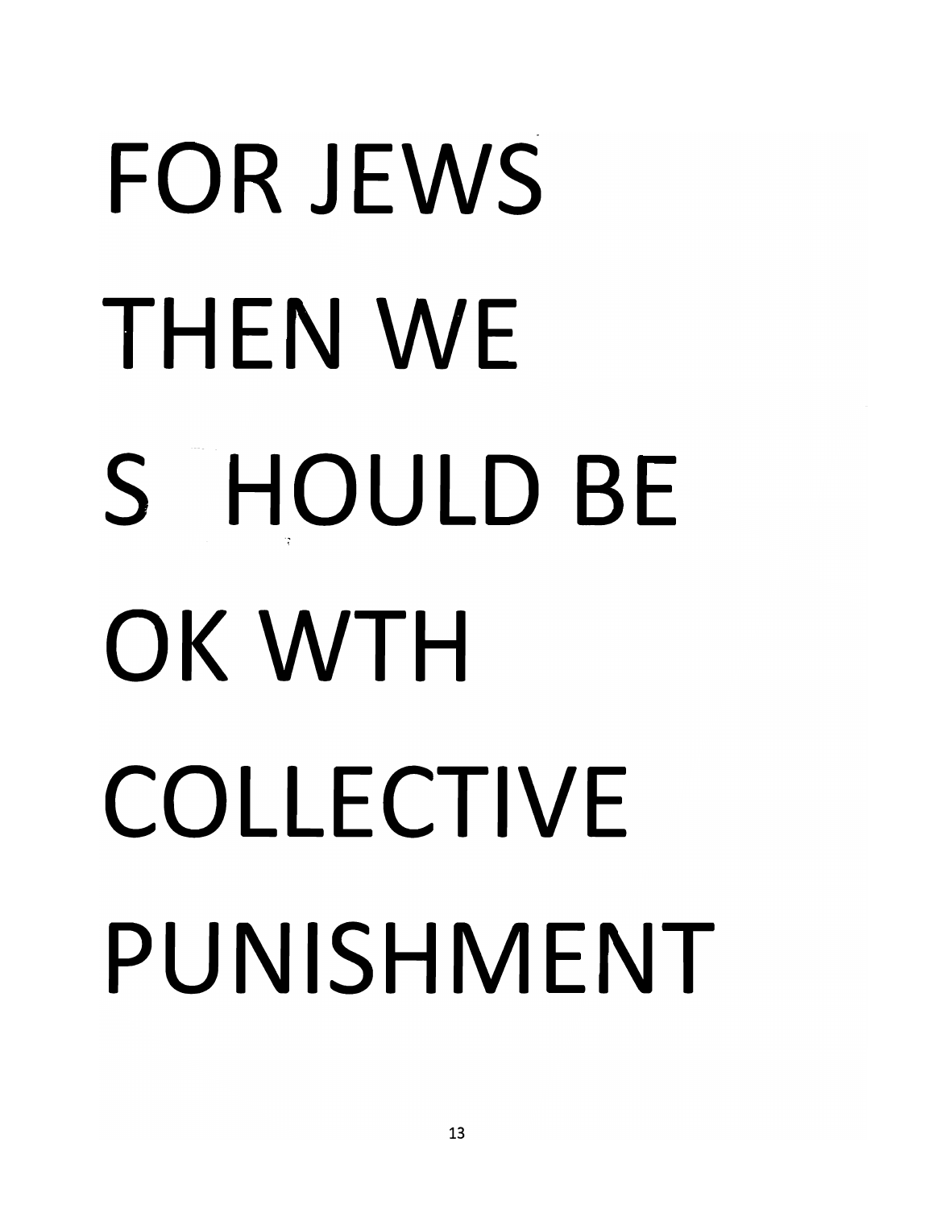FOR JEWS

THEN WE

S HOULD BE

OK WTH

COLLECTIVE

PUNISHMENT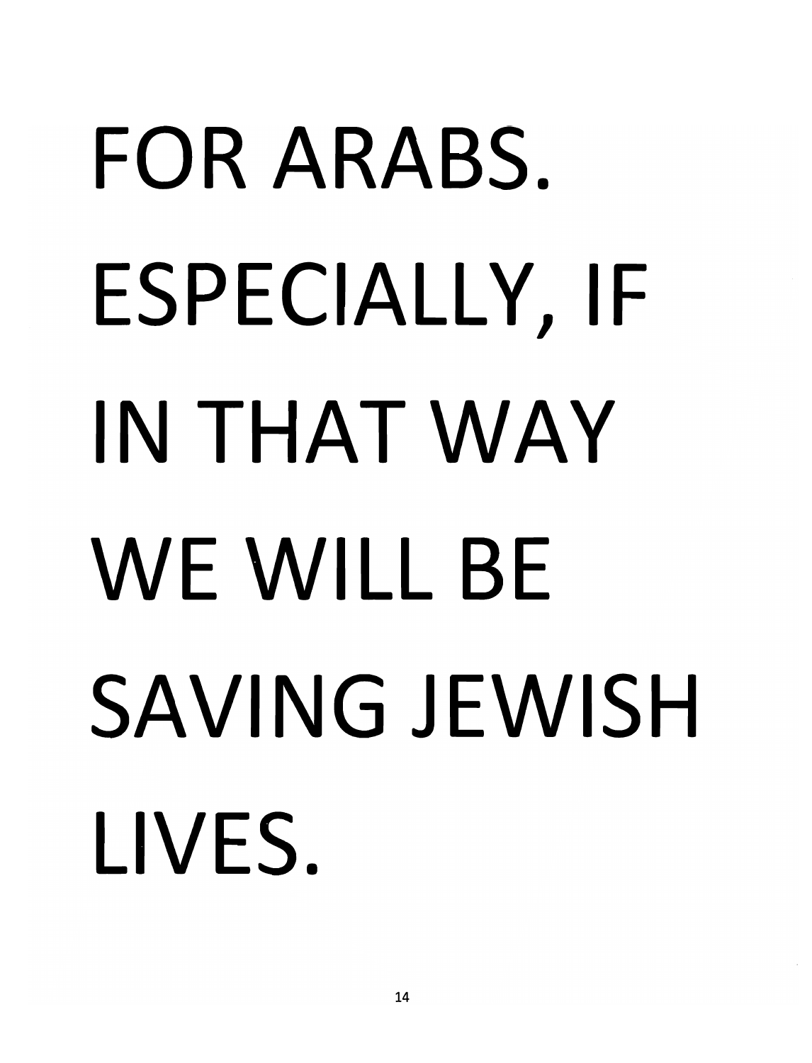FOR ARABS. ESPECIALLY, IF IN THAT WAY WE WILL BE SAVING JEWISH LIVES.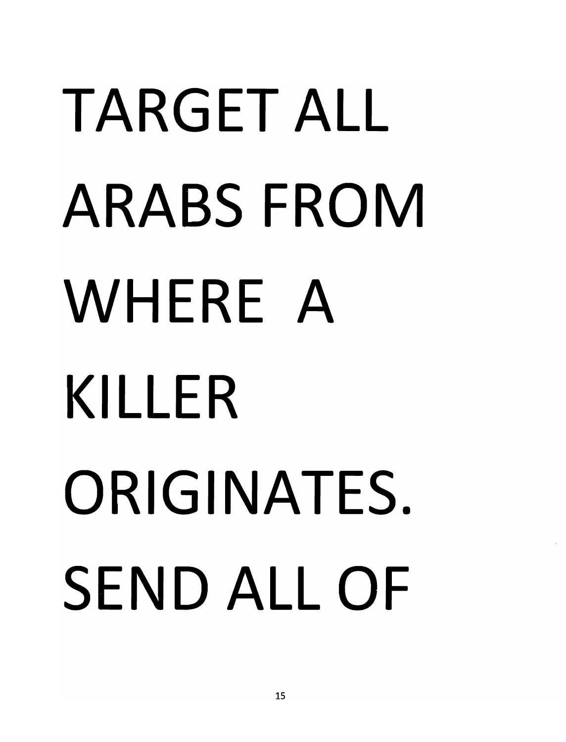TARGET ALL ARABS FROM WHERE A KILLER ORIGINATES. SEND ALL OF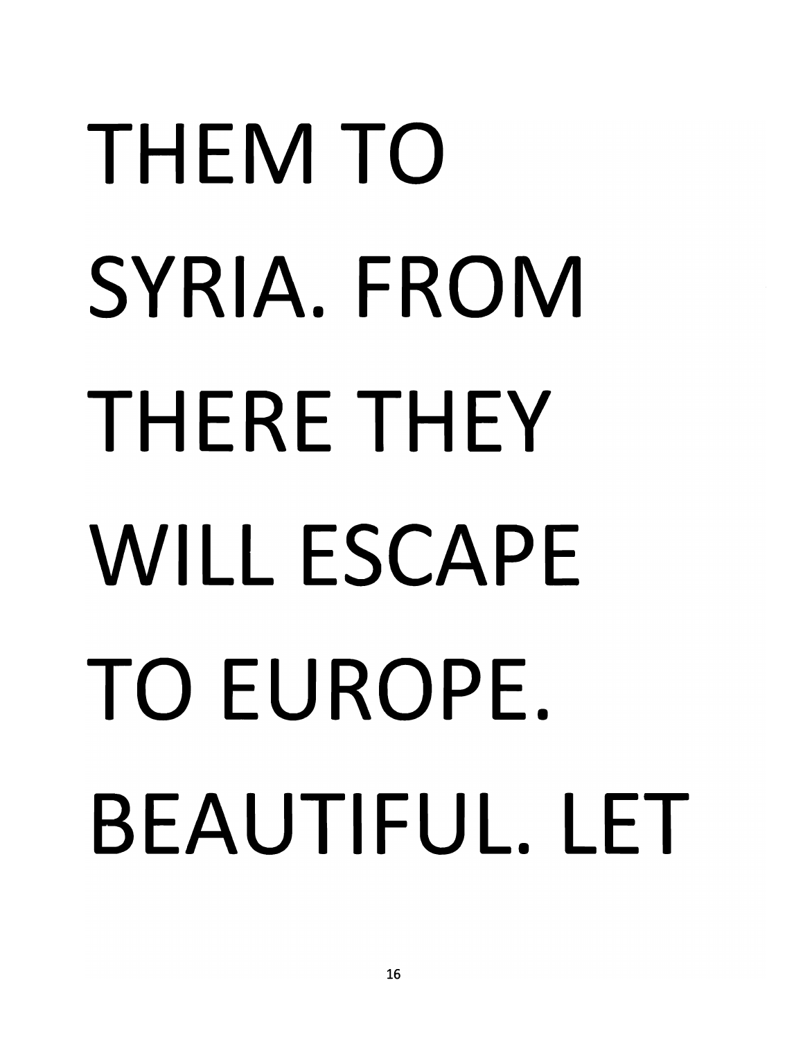THEM TO SYRIA. FROM THERE THEY WILL ESCAPE TO EUROPE. BEAUTIFUL. LET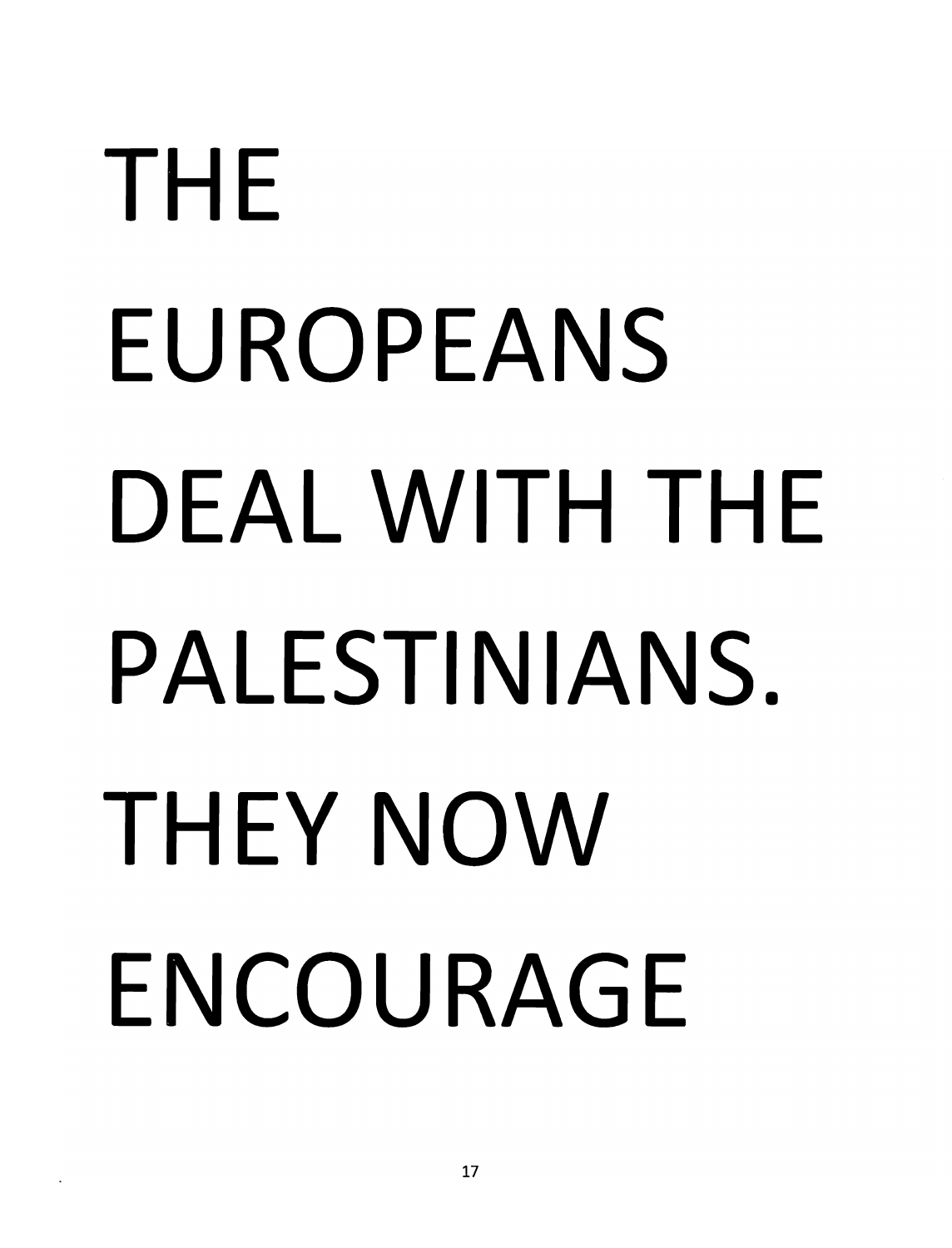THE EUROPEANS DEAL WITH THE PALESTINIANS. THEY NOW ENCOURAGE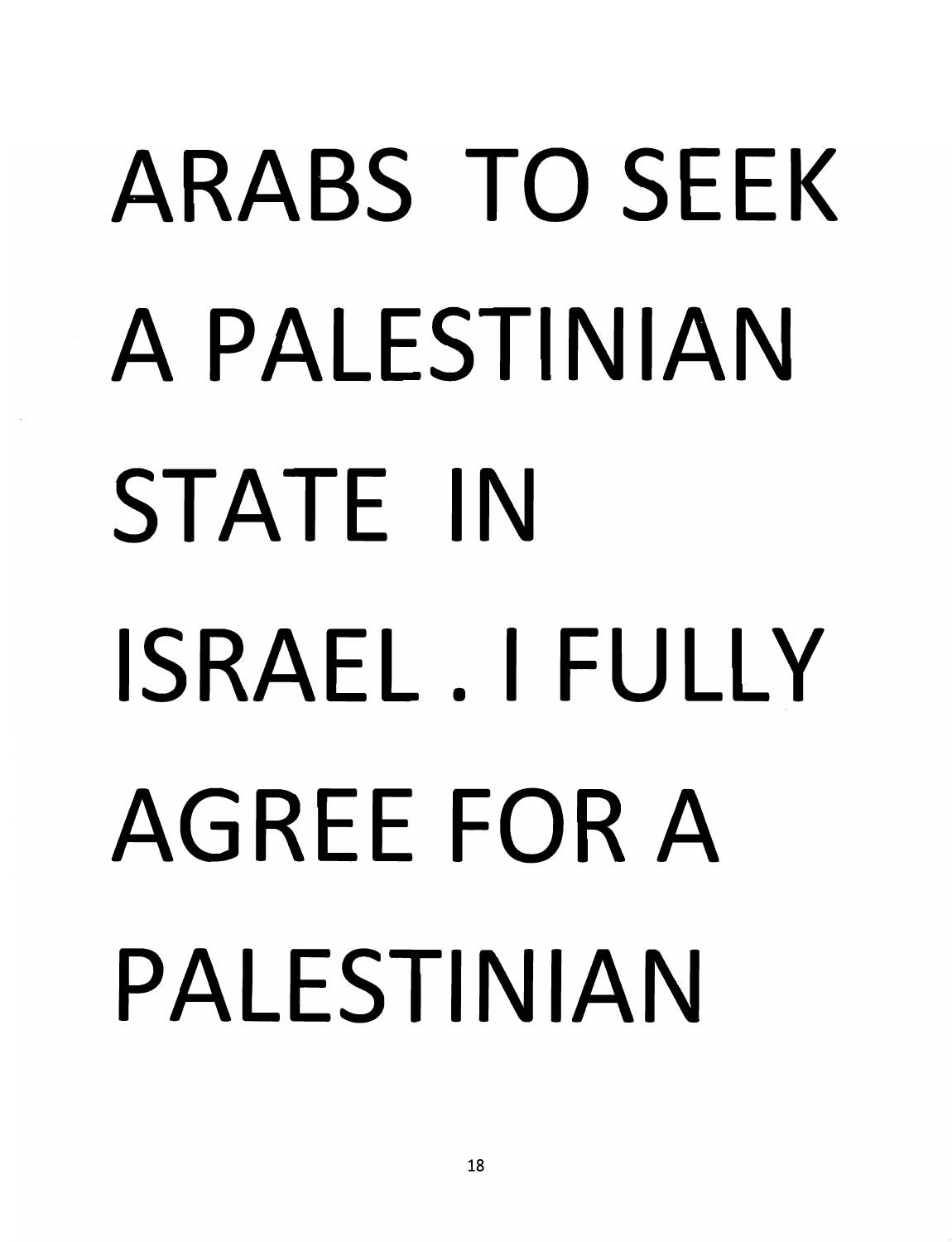ARABS TO SEEK A PALESTINIAN STATE IN ISRAEL . I FULLY AGREE FOR A PALESTINIAN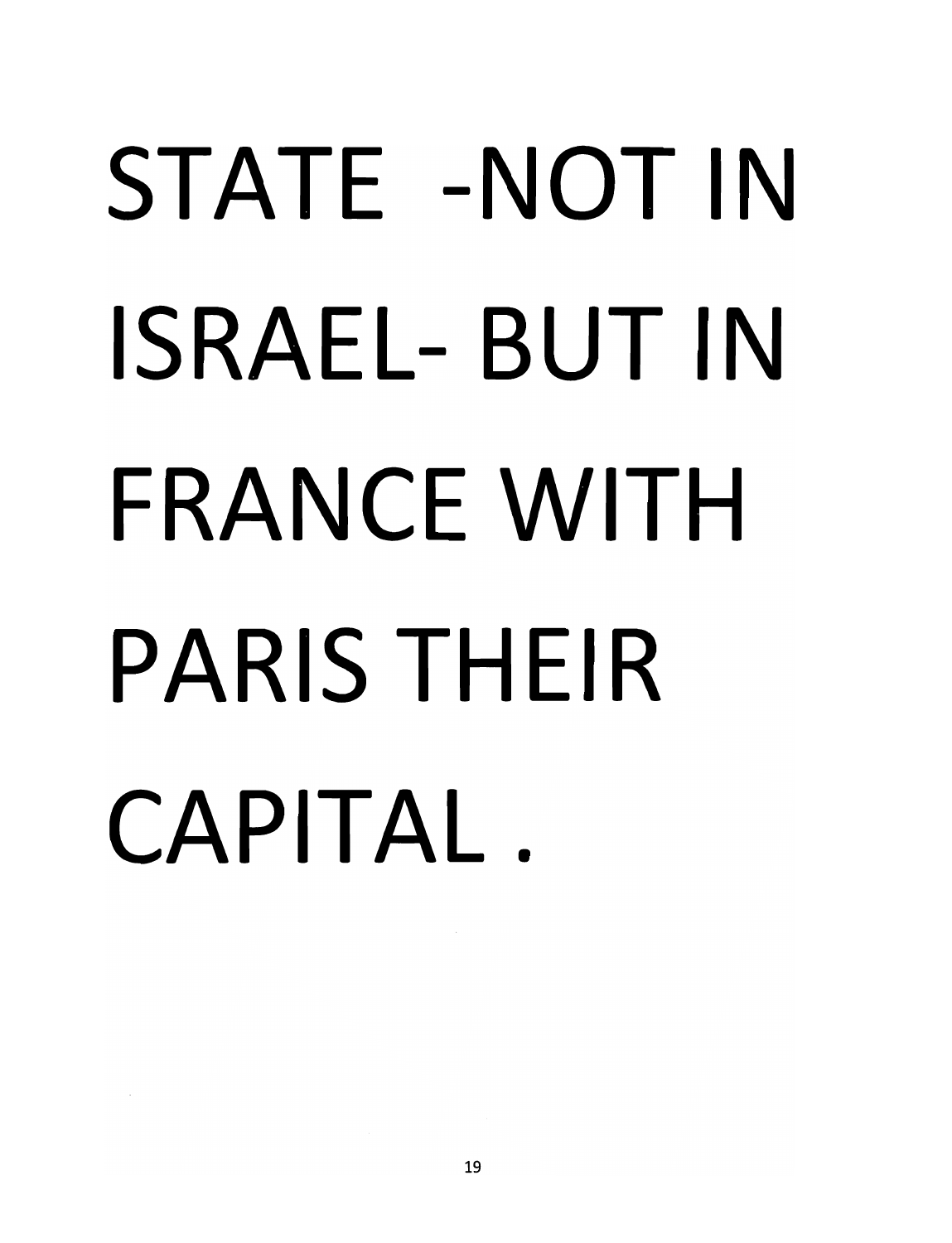STATE -NOT IN ISRAEL- BUT IN FRANCE WITH PARIS THEIR CAPITAL .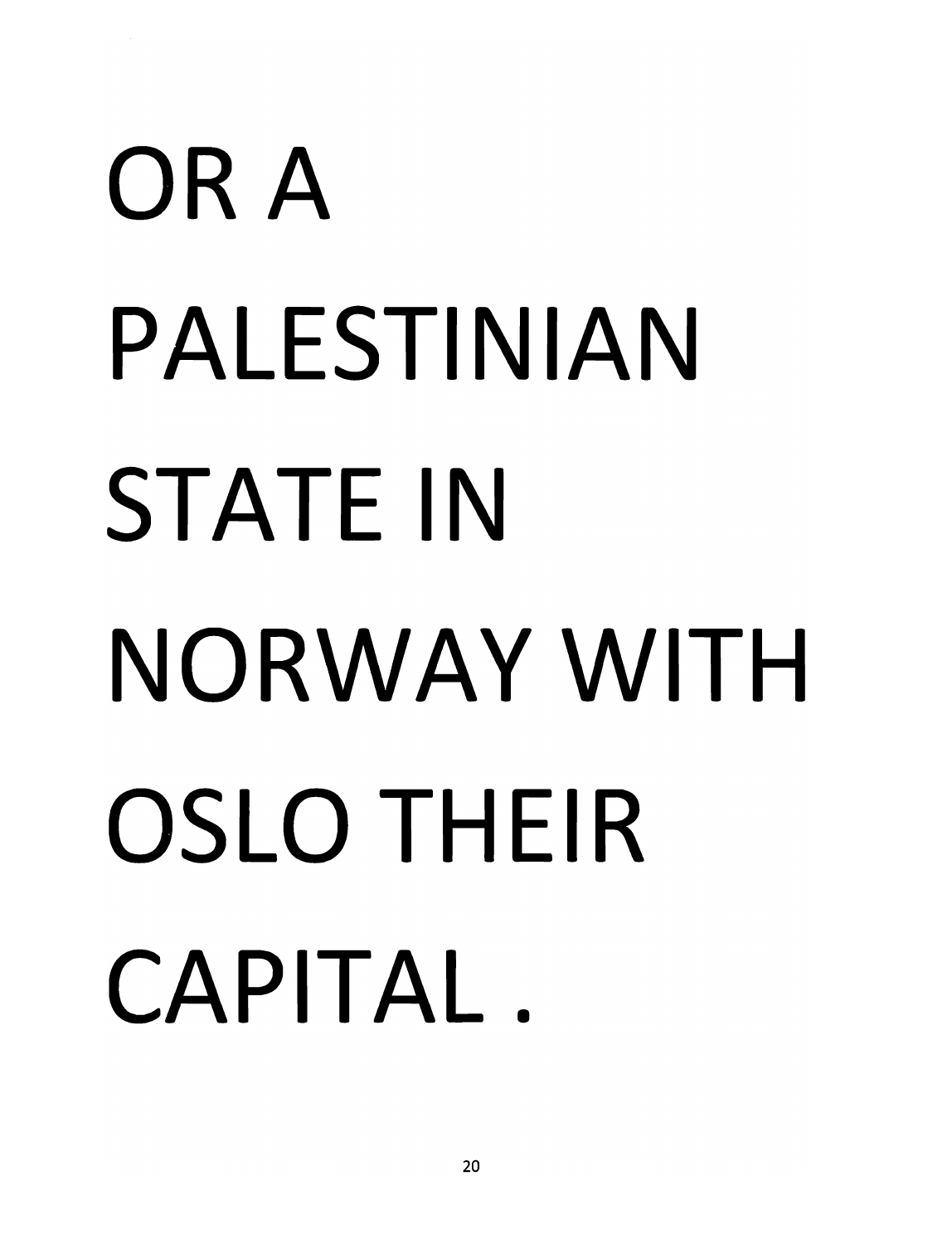OR A PALESTINIAN STATE IN NORWAY WITH OSLO THEIR CAPITAL .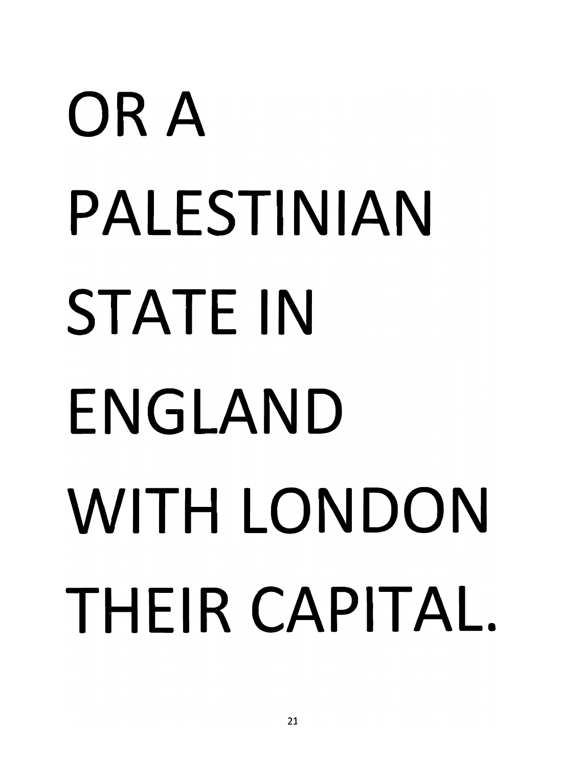OR A PALESTINIAN STATE IN ENGLAND WITH LONDON THEIR CAPITAL.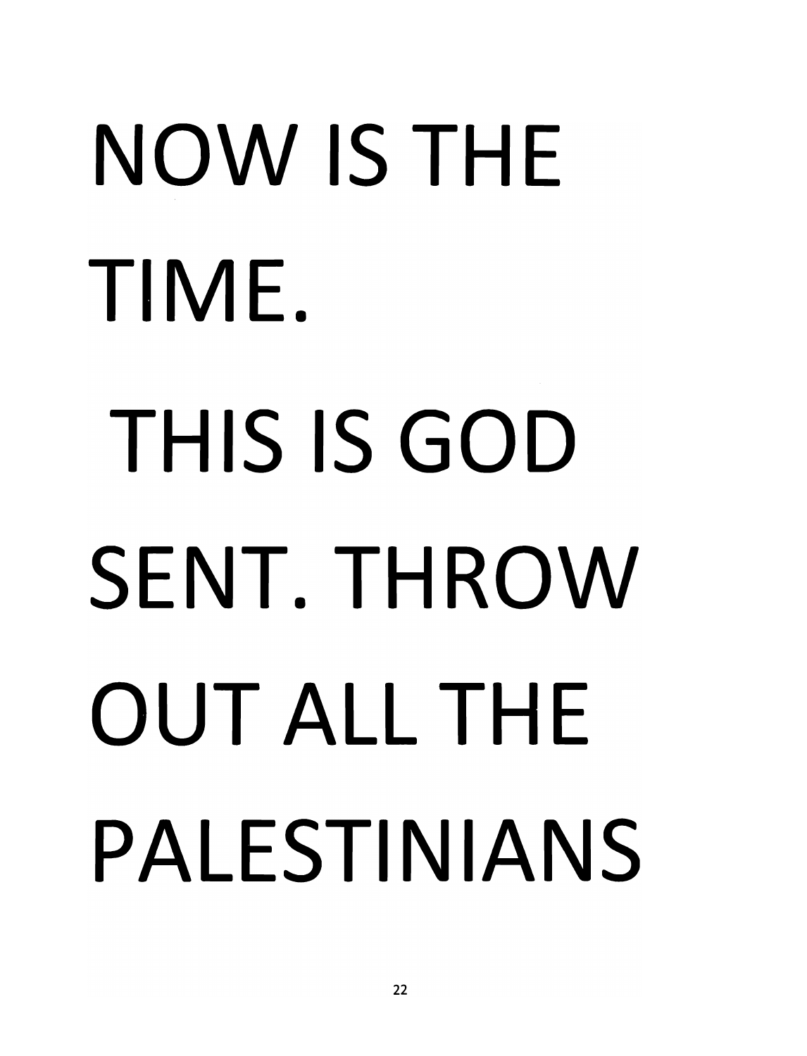NOW IS THE TIME.

THIS IS GOD SENT. THROW OUT ALL THE PALESTINIANS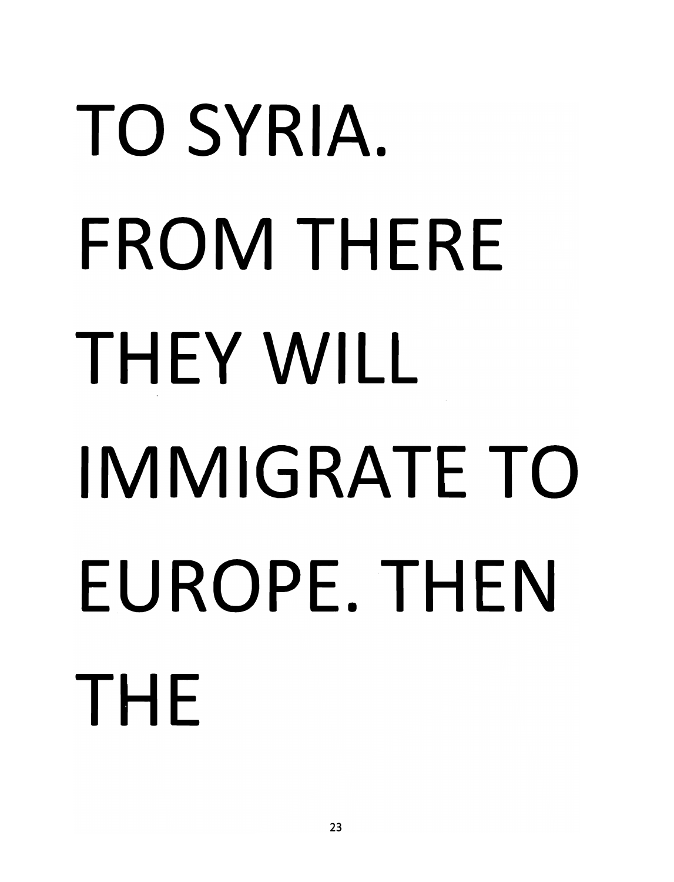TO SYRIA. FROM THERE THEY WILL IMMIGRATE TO EUROPE. THEN THE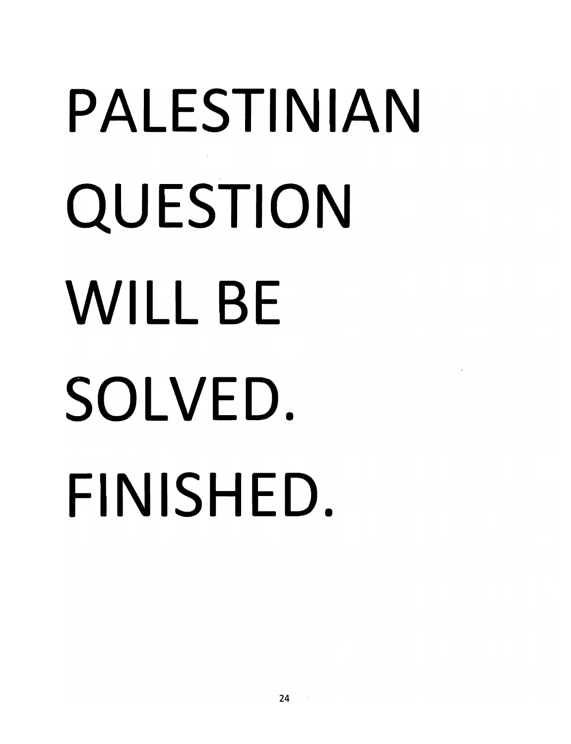PALESTINIAN QUESTION WILL BE SOLVED. FINISHED.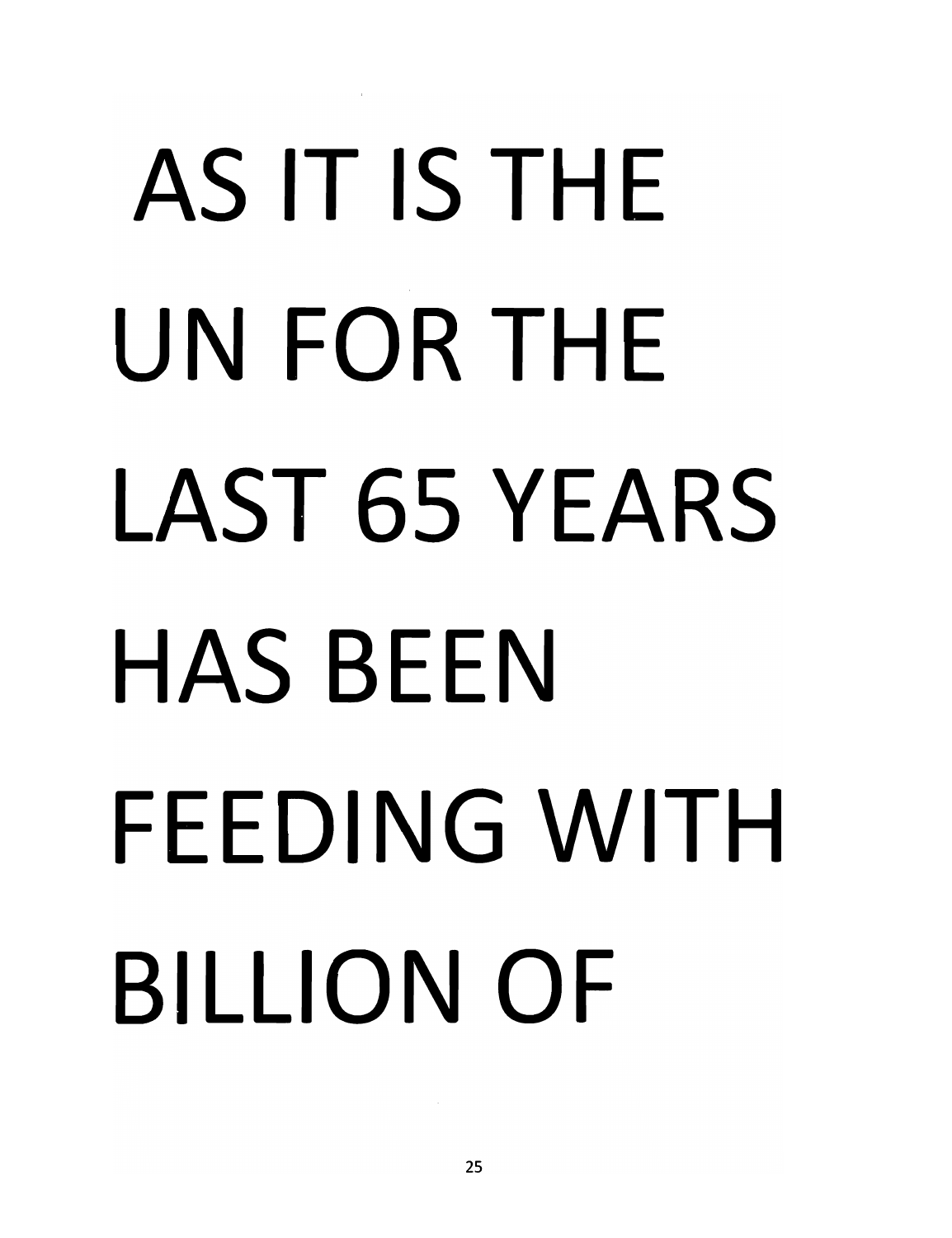AS IT IS THE UN FOR THE LAST 65 YEARS HAS BEEN FEEDING WITH BILLION OF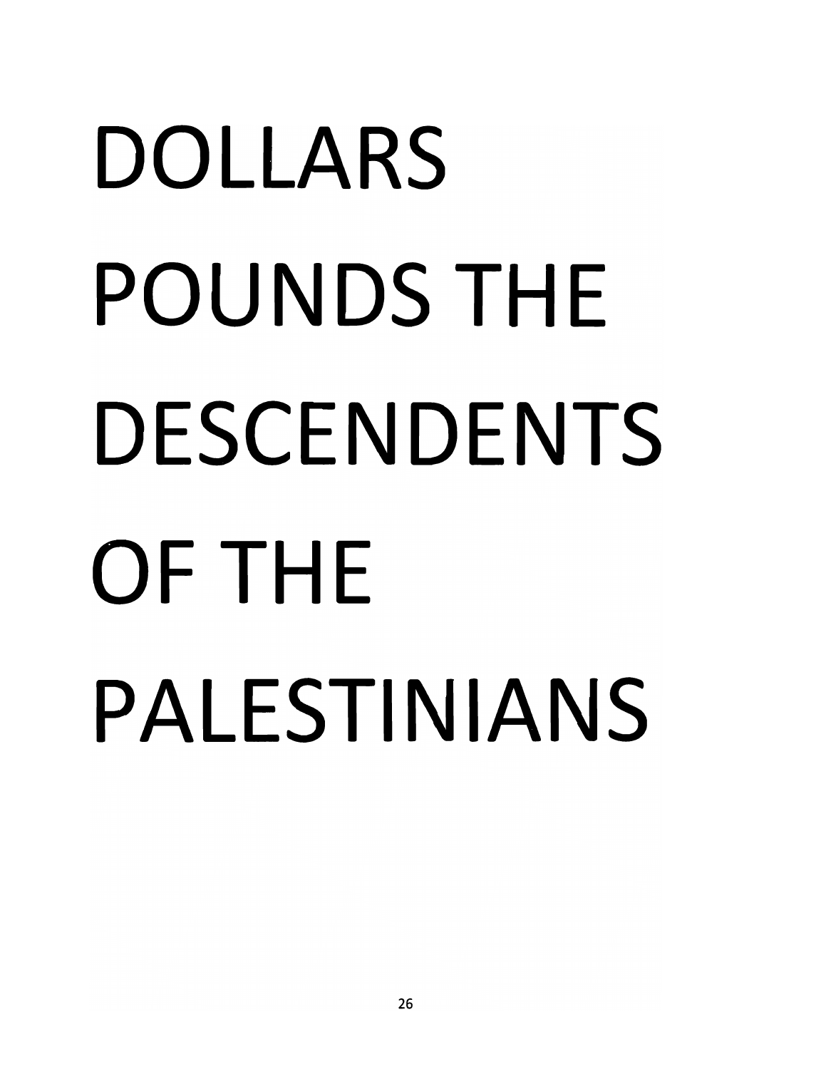DOLLARS POUNDS THE DESCENDENTS OF THE PALESTINIANS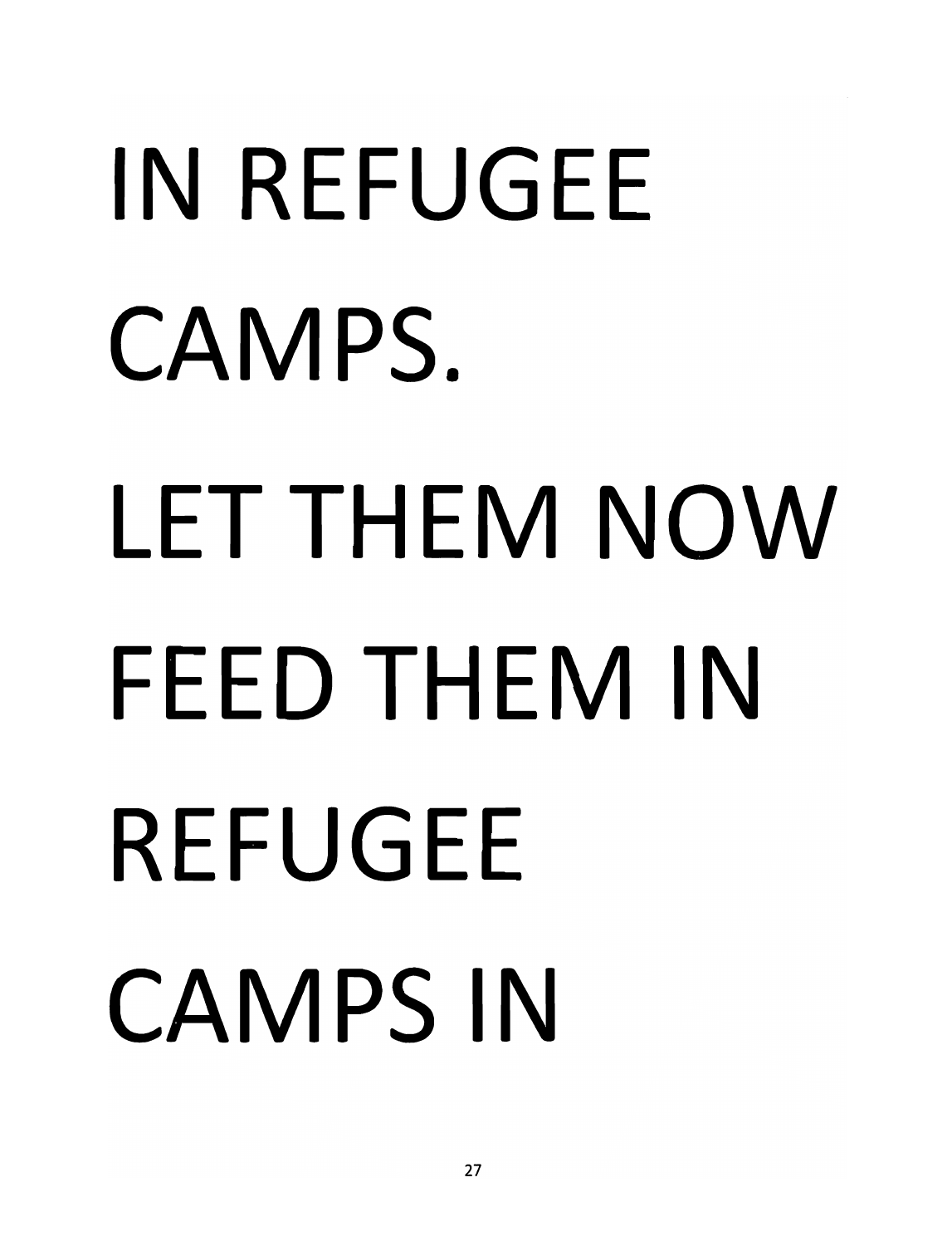IN REFUGEE CAMPS.

LET THEM NOW FEED THEM IN REFUGEE CAMPS IN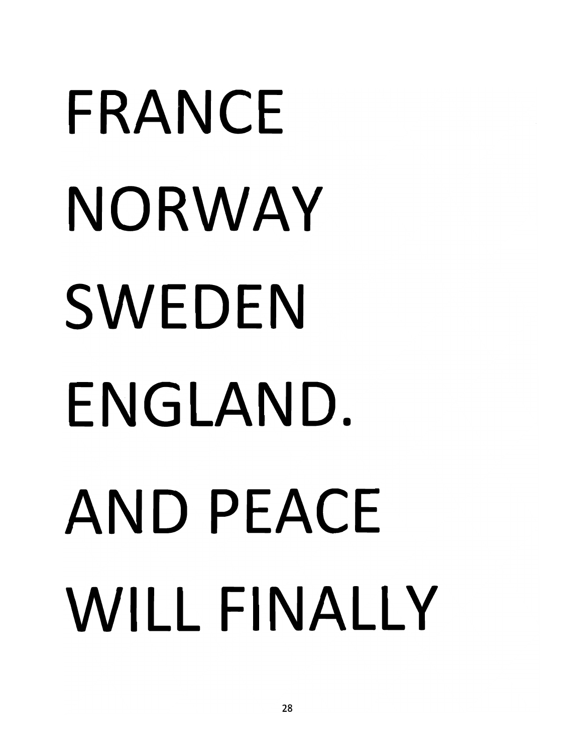FRANCE
NORWAY
SWEDEN
ENGLAND.
AND PEACE
WILL FINALLY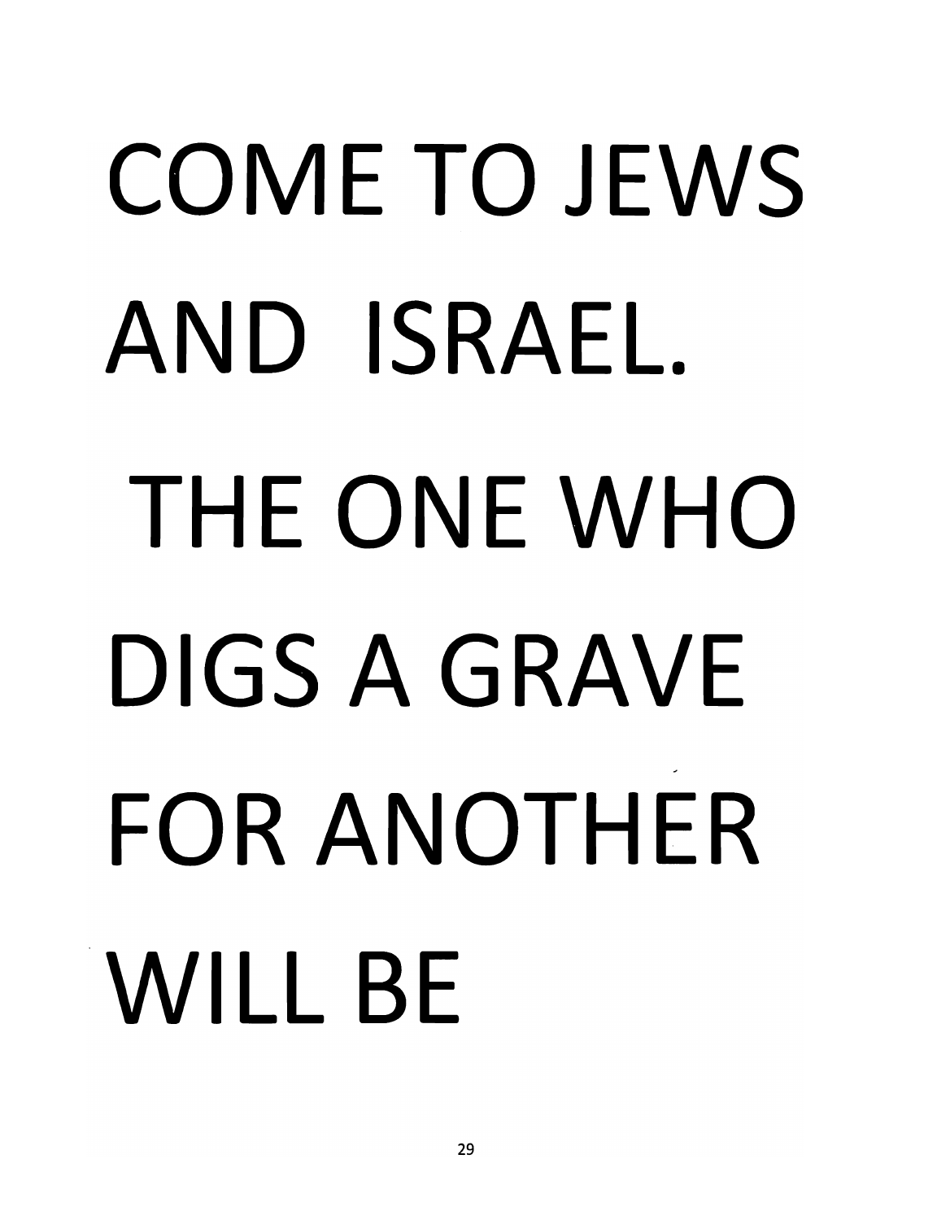COME TO JEWS AND ISRAEL.

THE ONE WHO DIGS A GRAVE FOR ANOTHER WILL BE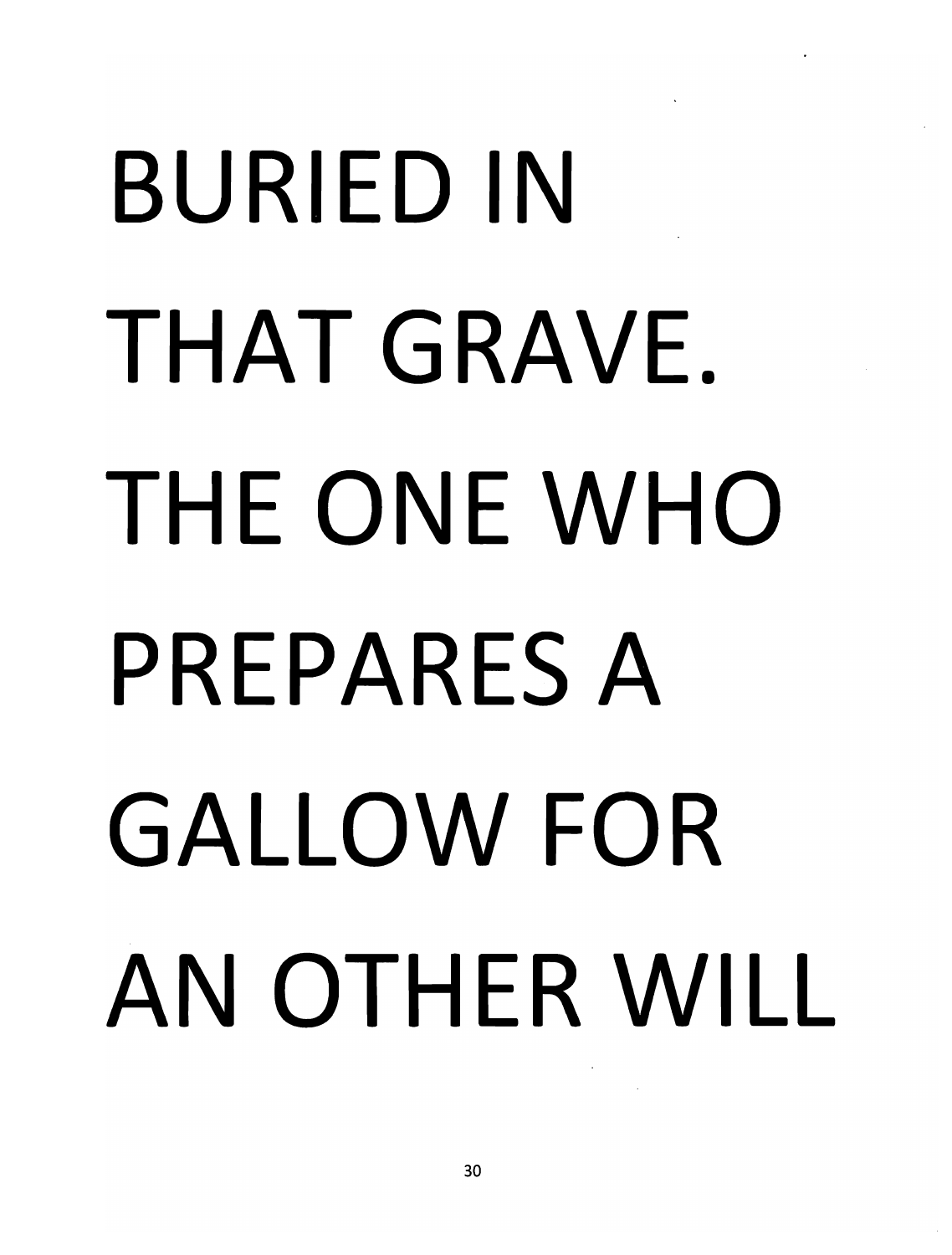BURIED IN THAT GRAVE. THE ONE WHO PREPARES A GALLOW FOR AN OTHER WILL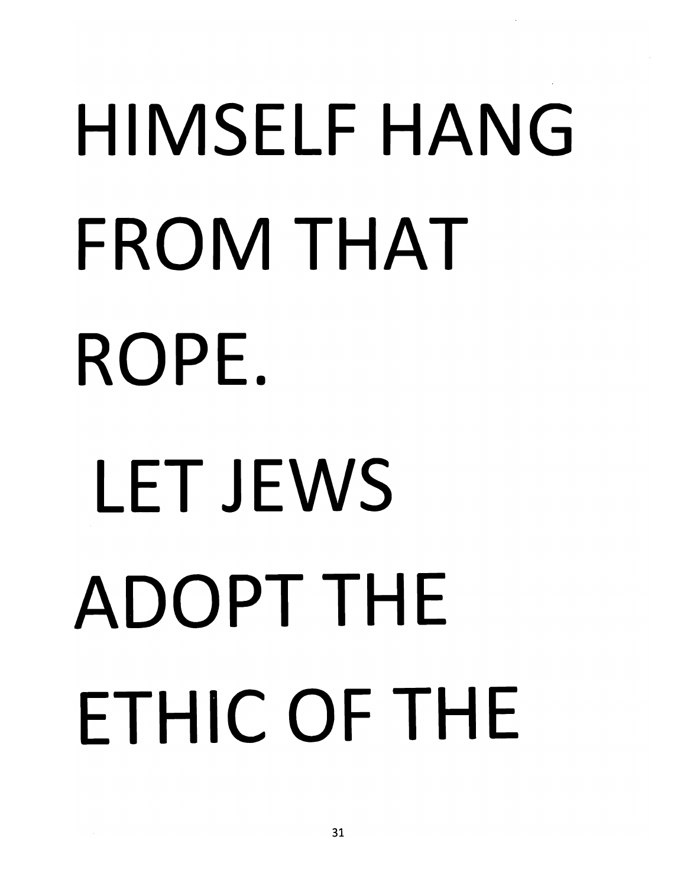HIMSELF HANG FROM THAT ROPE.

LET JEWS ADOPT THE ETHIC OF THE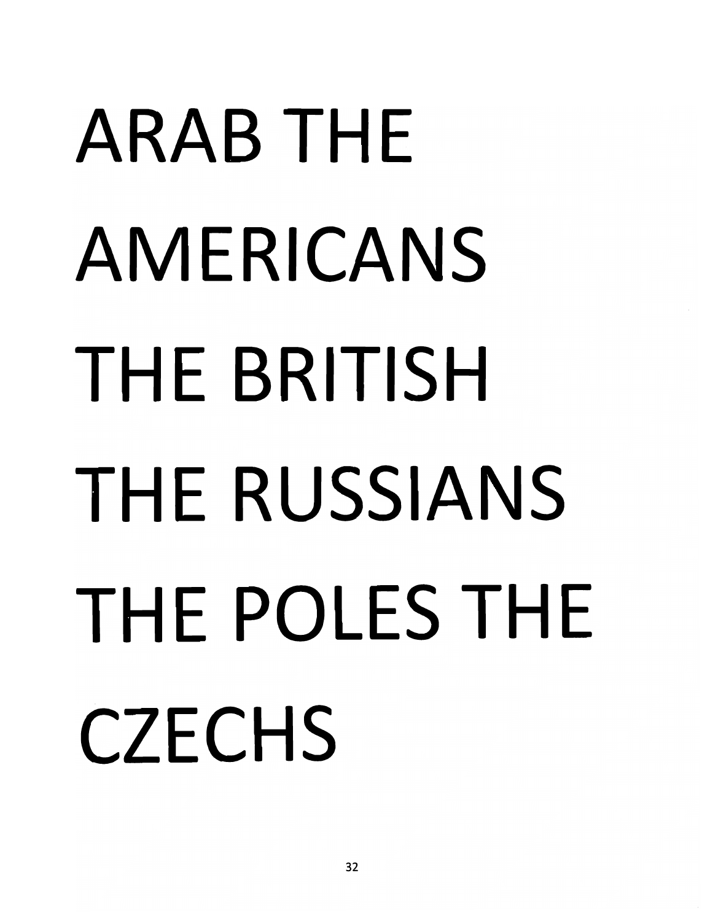ARAB THE AMERICANS THE BRITISH THE RUSSIANS THE POLES THE CZECHS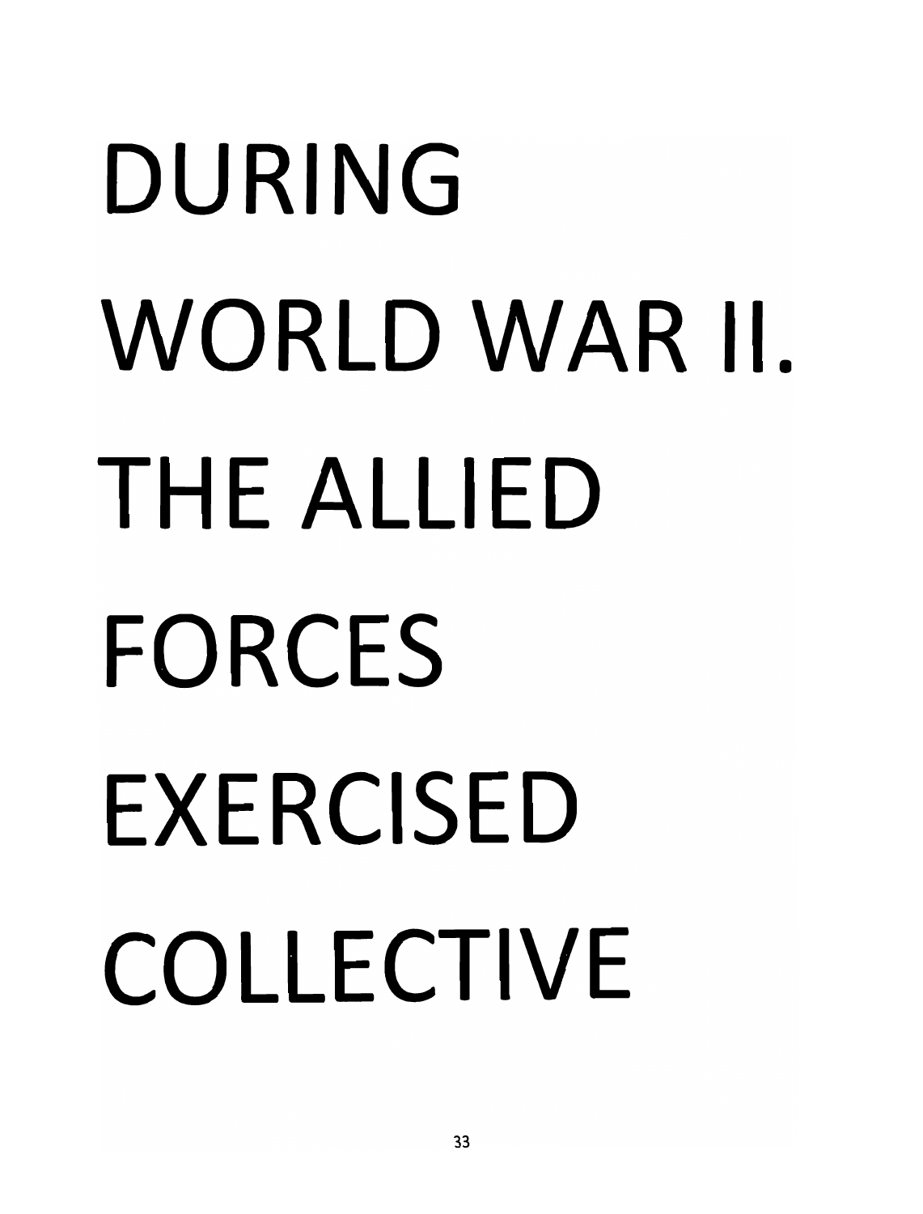DURING
WORLD WAR II.
THE ALLIED
FORCES
EXERCISED
COLLECTIVE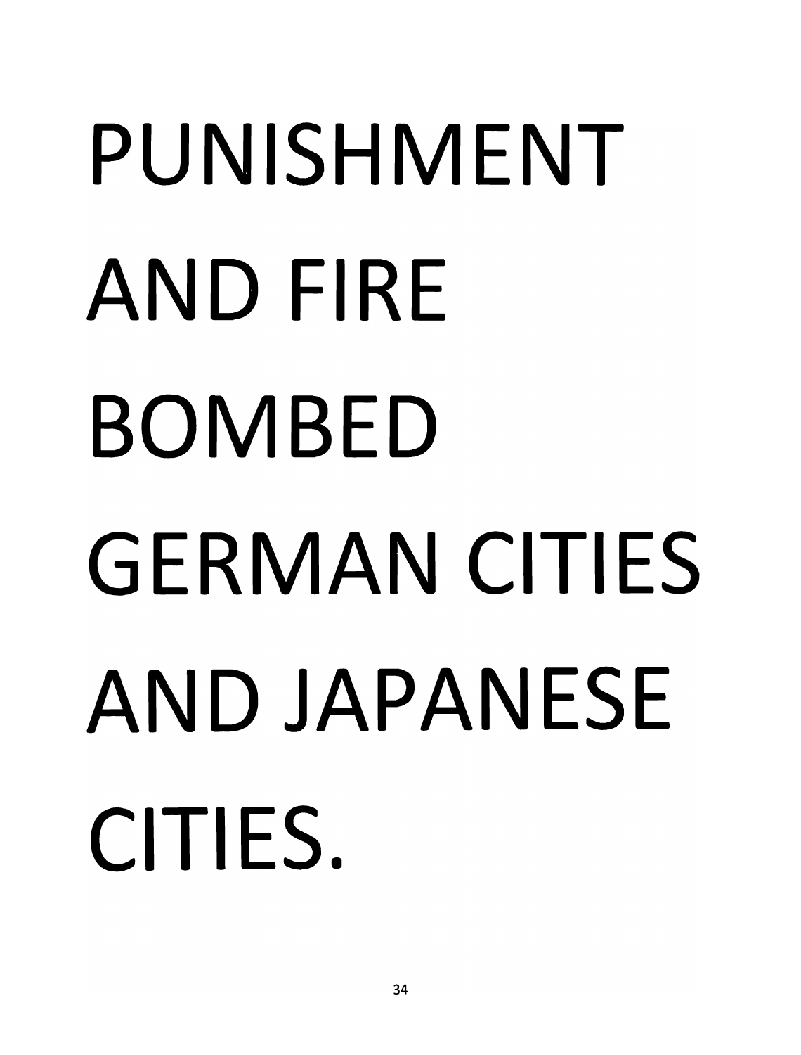PUNISHMENT AND FIRE BOMBED GERMAN CITIES AND JAPANESE CITIES.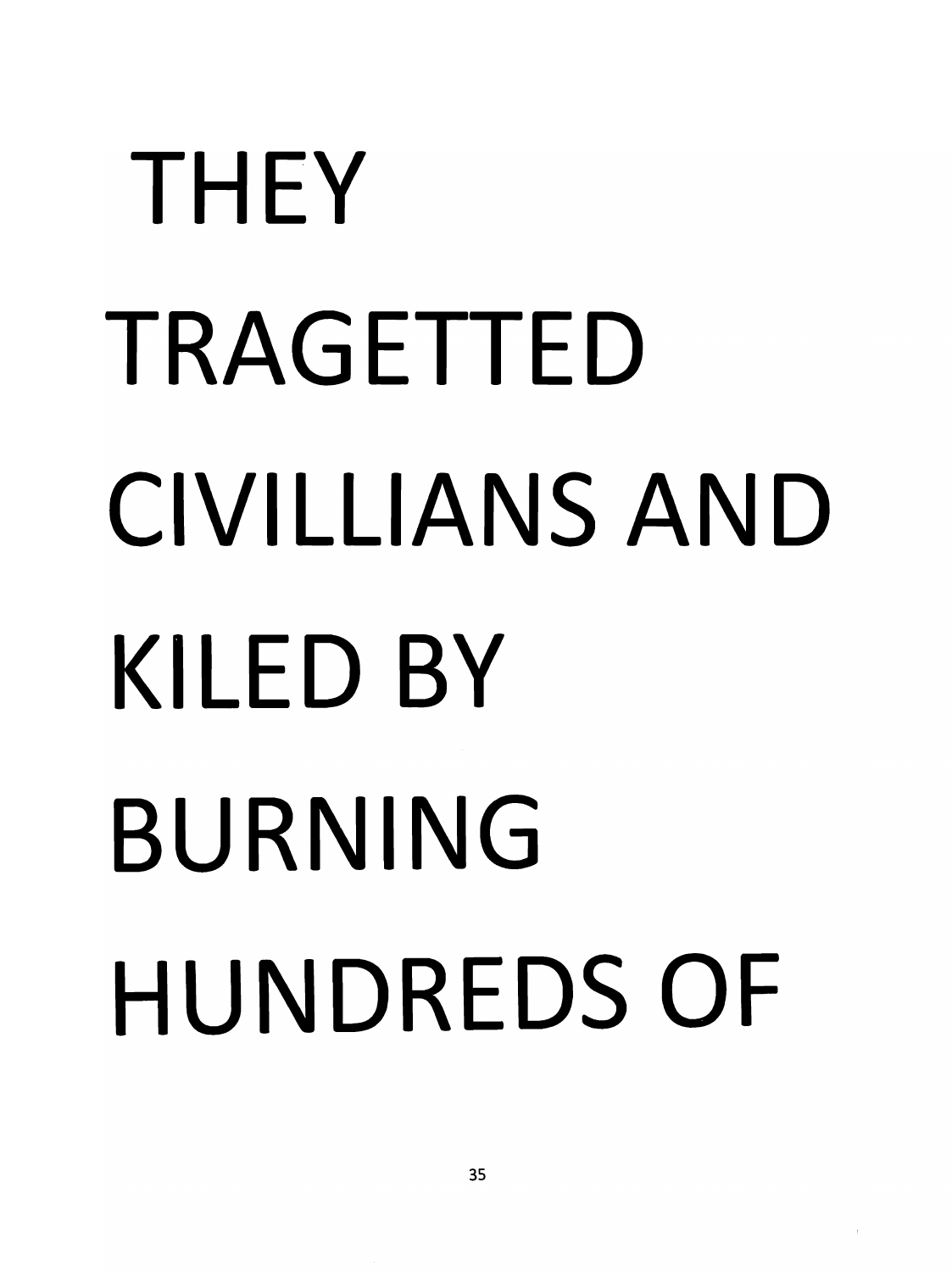THEY TRAGETTED CIVILLIANS AND KILED BY BURNING HUNDREDS OF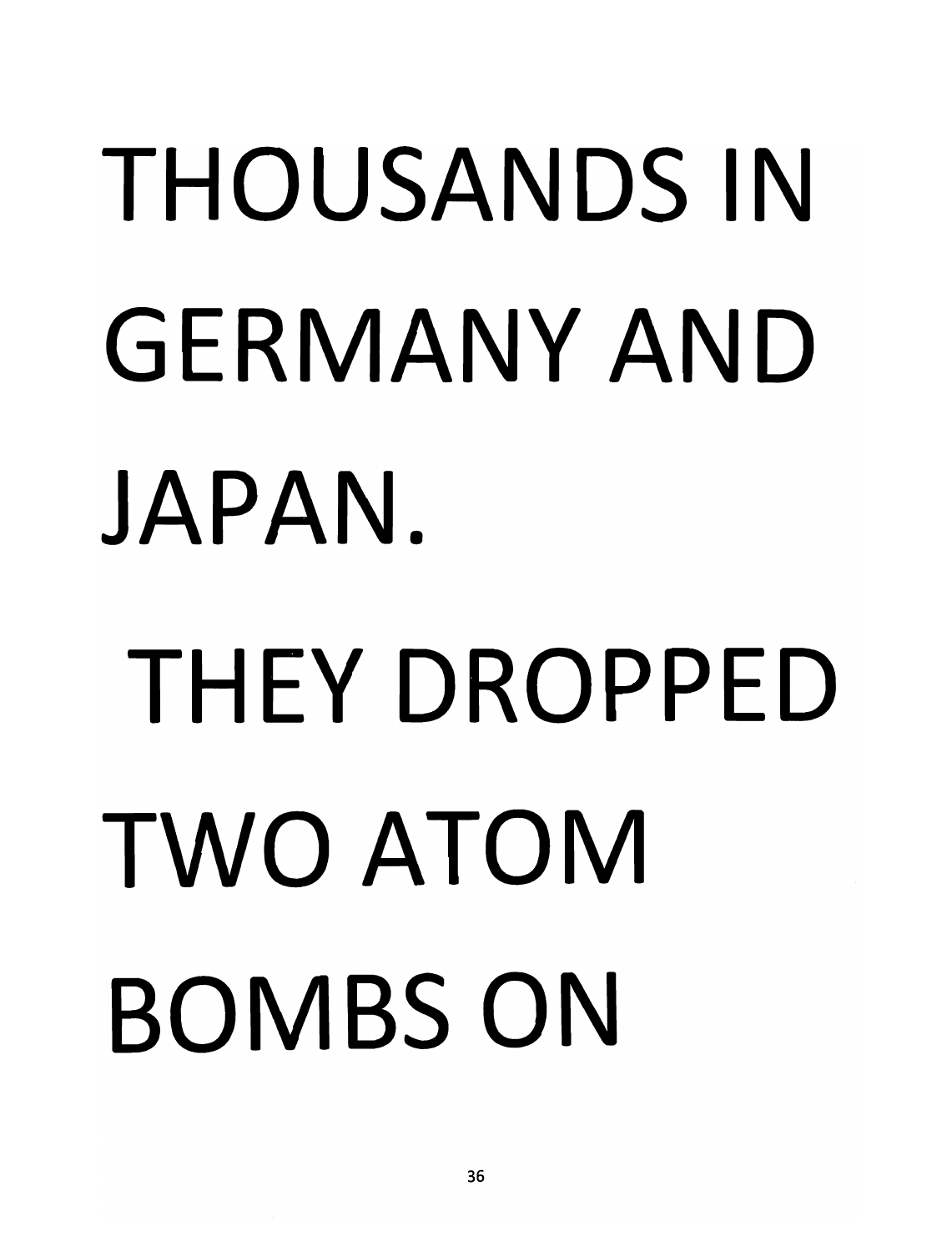THOUSANDS IN GERMANY AND JAPAN.

THEY DROPPED TWO ATOM BOMBS ON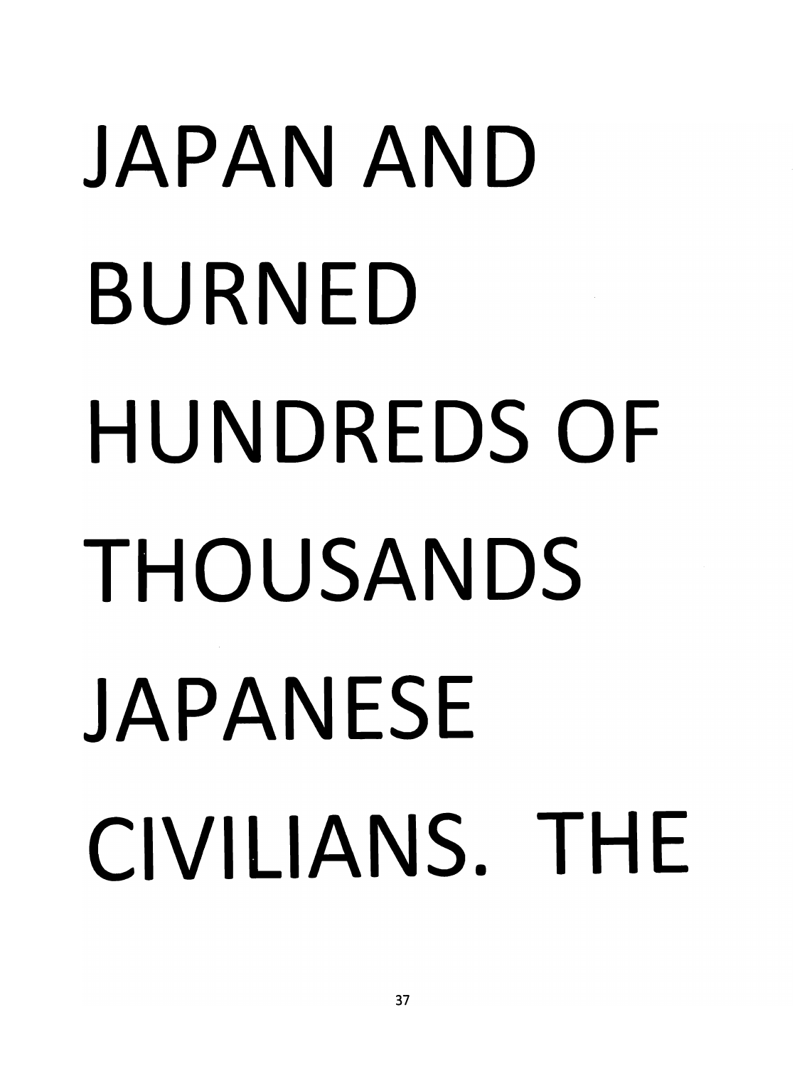JAPAN AND BURNED HUNDREDS OF THOUSANDS JAPANESE CIVILIANS. THE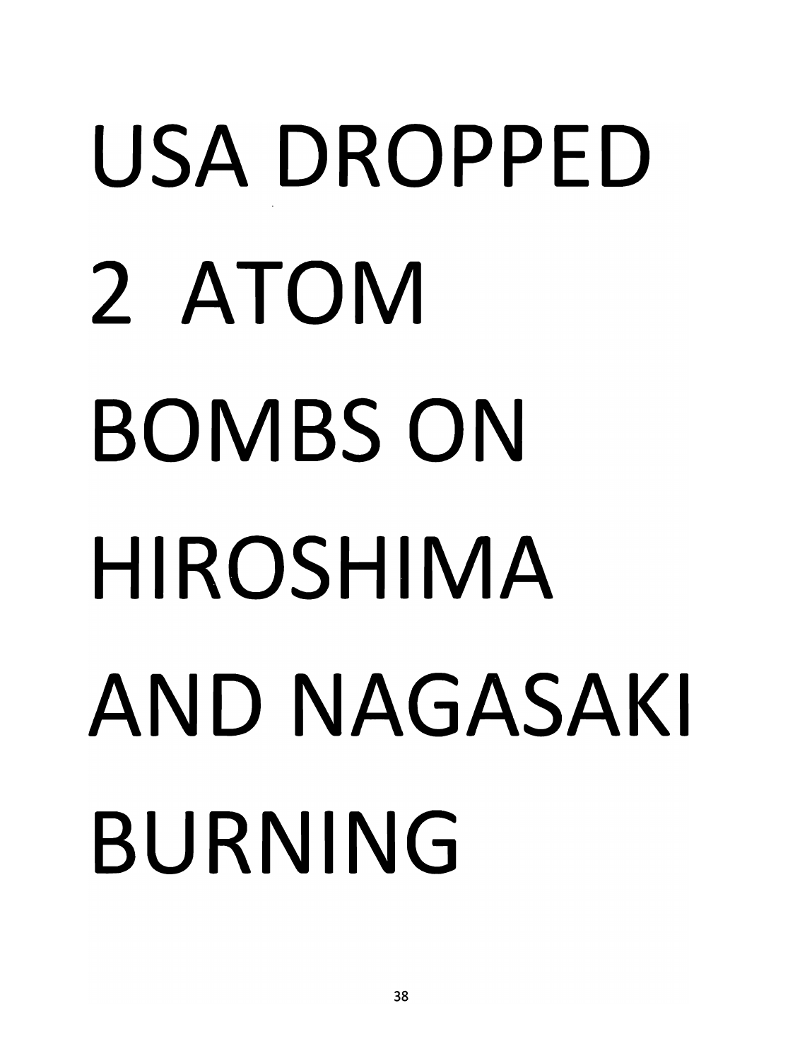USA DROPPED

2 ATOM

BOMBS ON

HIROSHIMA

AND NAGASAKI

BURNING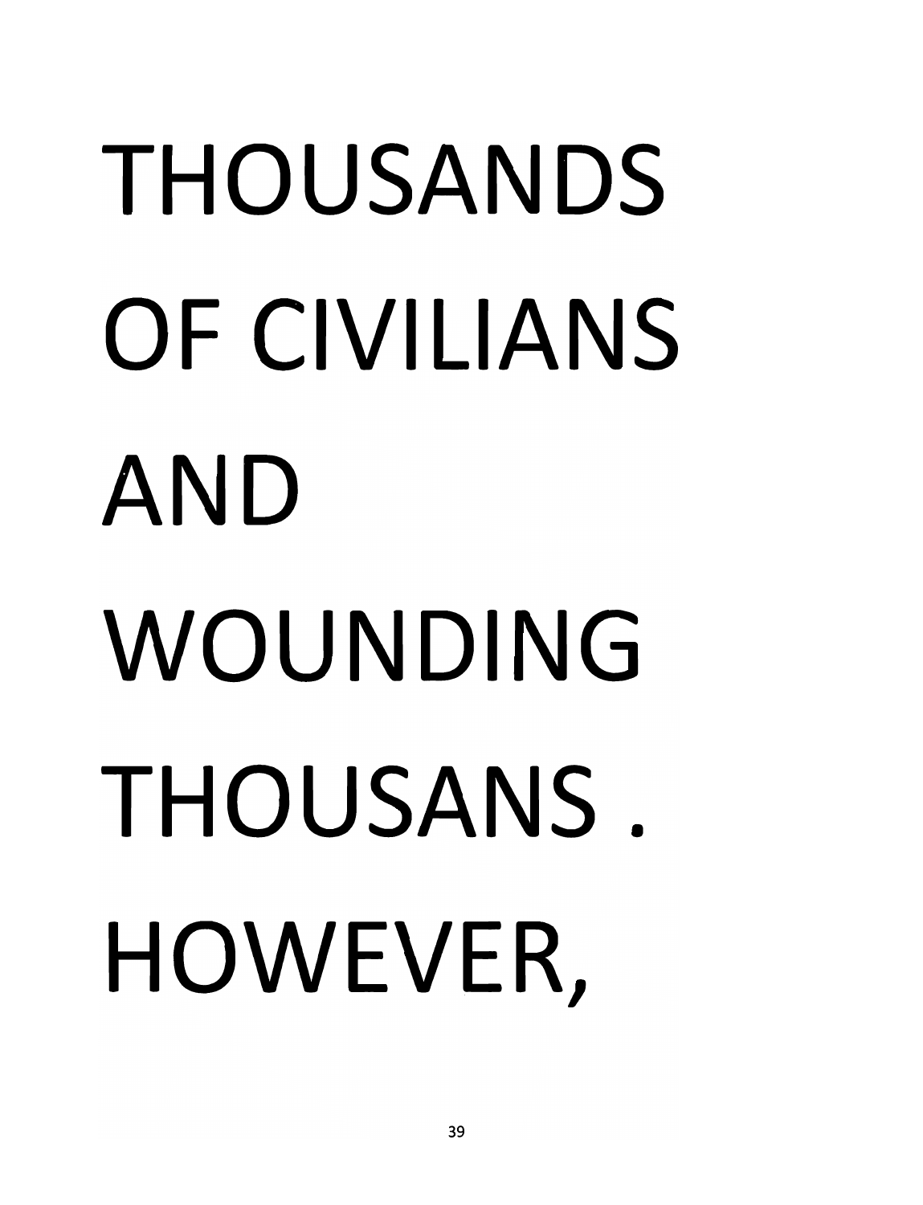THOUSANDS OF CIVILIANS AND WOUNDING THOUSANS . HOWEVER,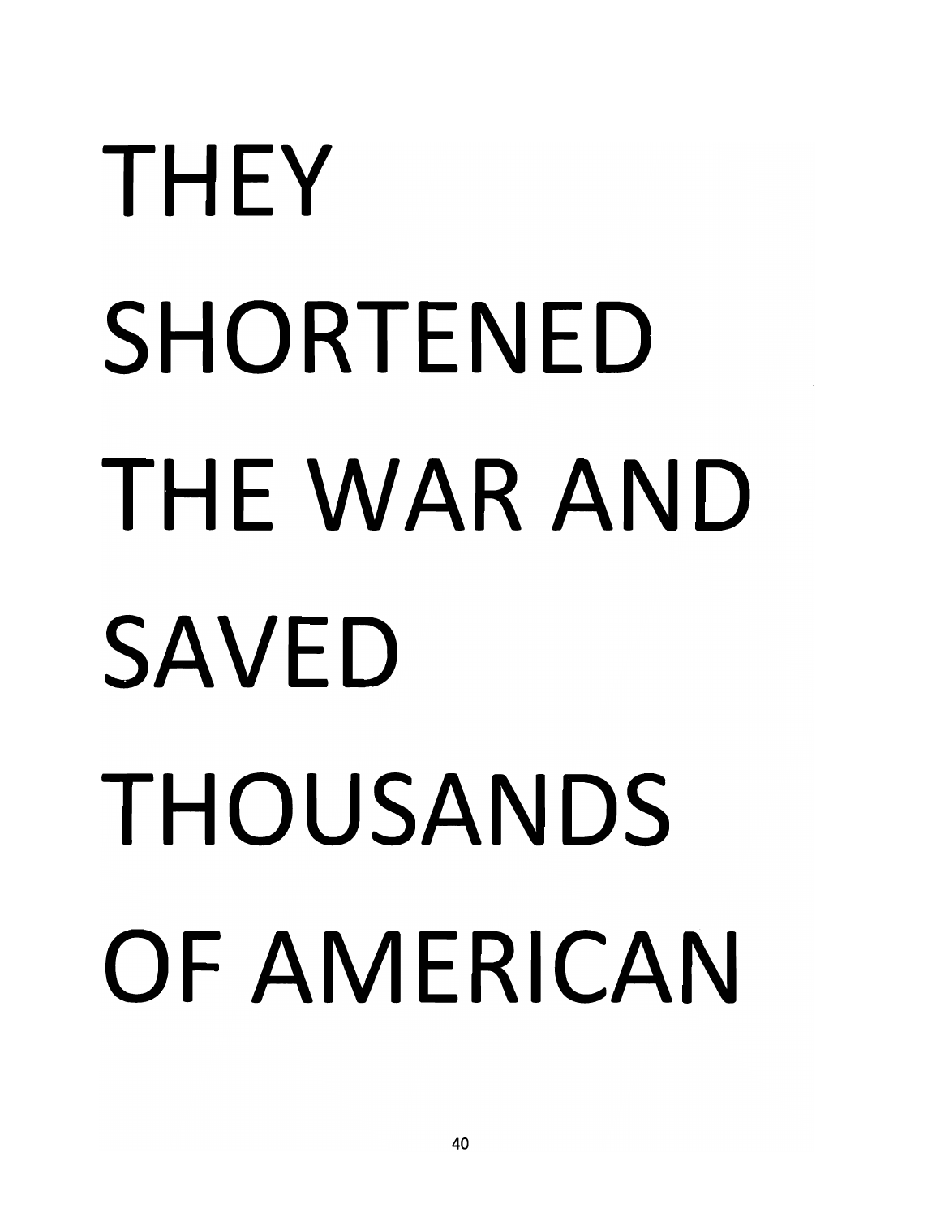THEY
SHORTENED
THE WAR AND
SAVED
THOUSANDS
OF AMERICAN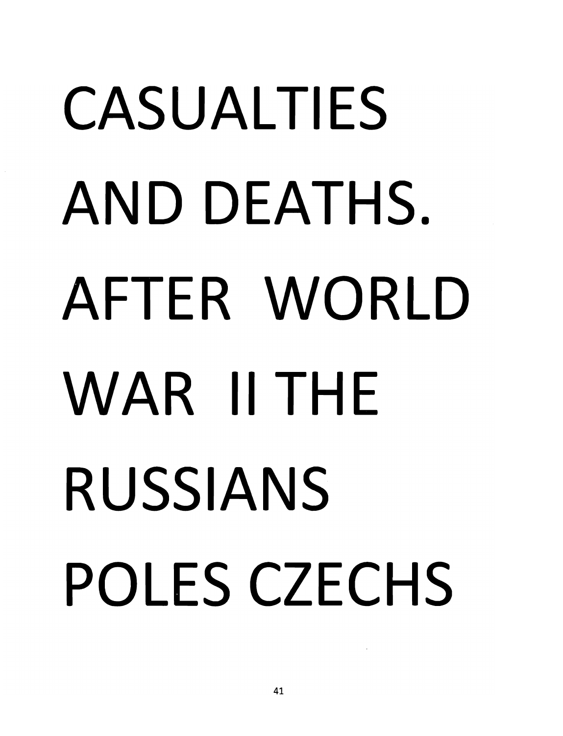CASUALTIES AND DEATHS. AFTER WORLD WAR II THE RUSSIANS POLES CZECHS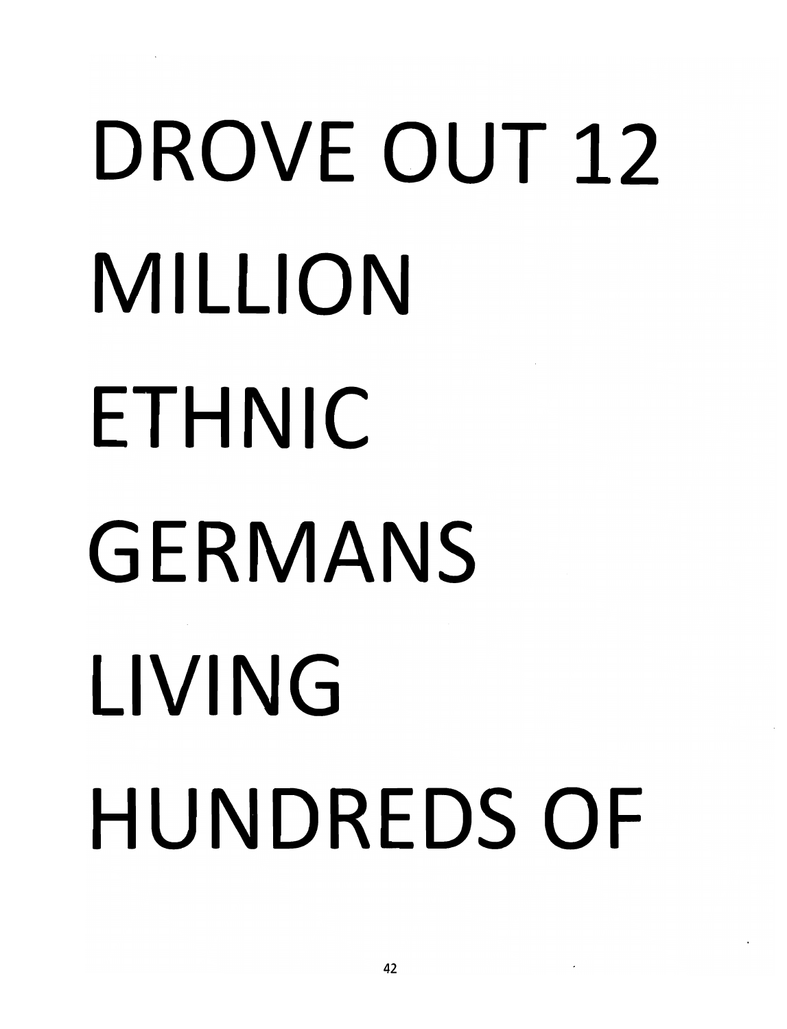DROVE OUT 12 MILLION ETHNIC GERMANS LIVING HUNDREDS OF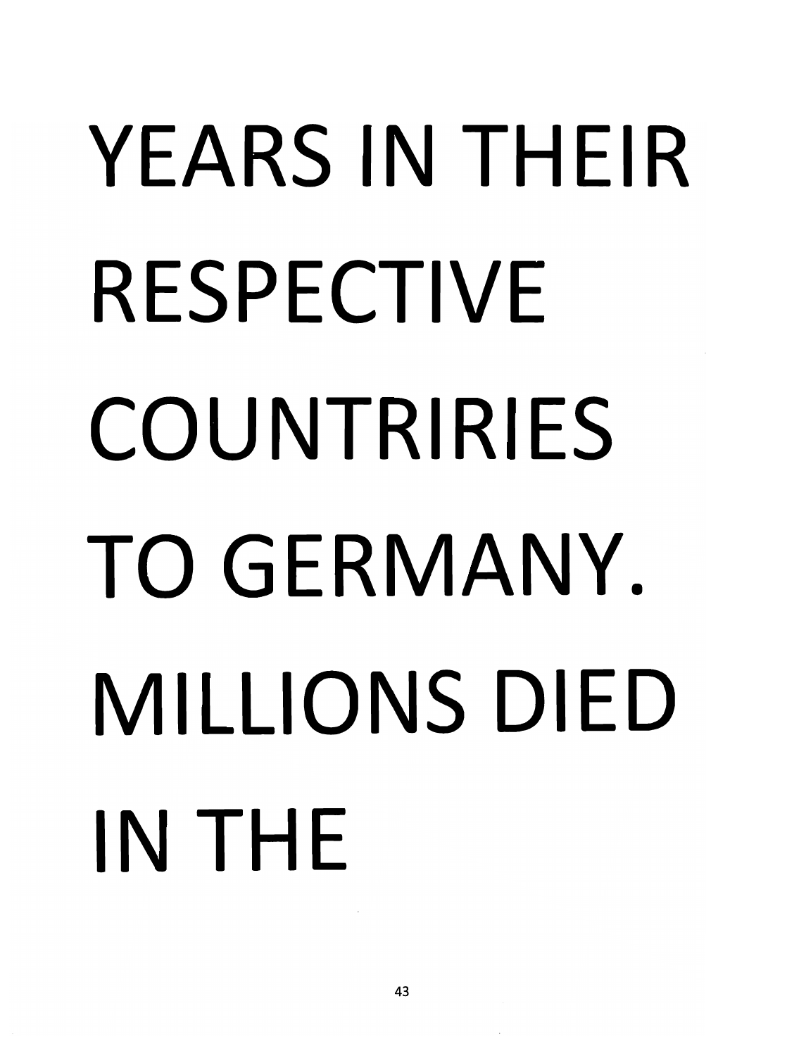YEARS IN THEIR RESPECTIVE COUNTRIRIES TO GERMANY. MILLIONS DIED IN THE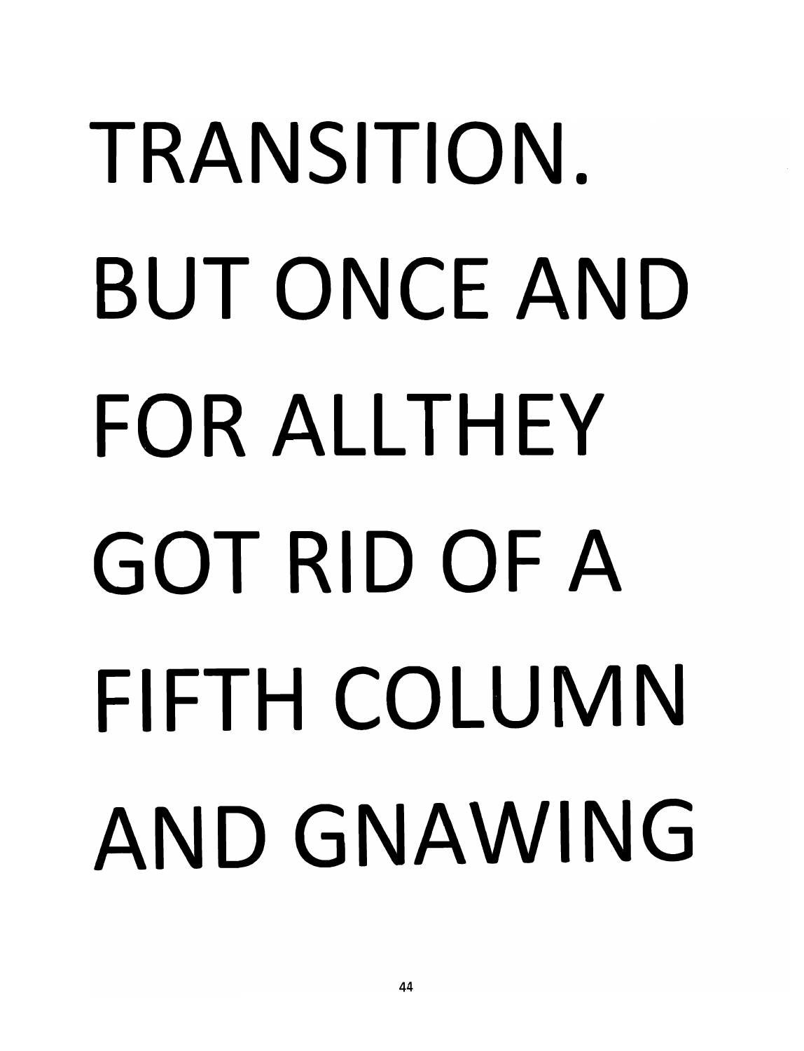TRANSITION.
BUT ONCE AND
FOR ALLTHEY
GOT RID OF A
FIFTH COLUMN
AND GNAWING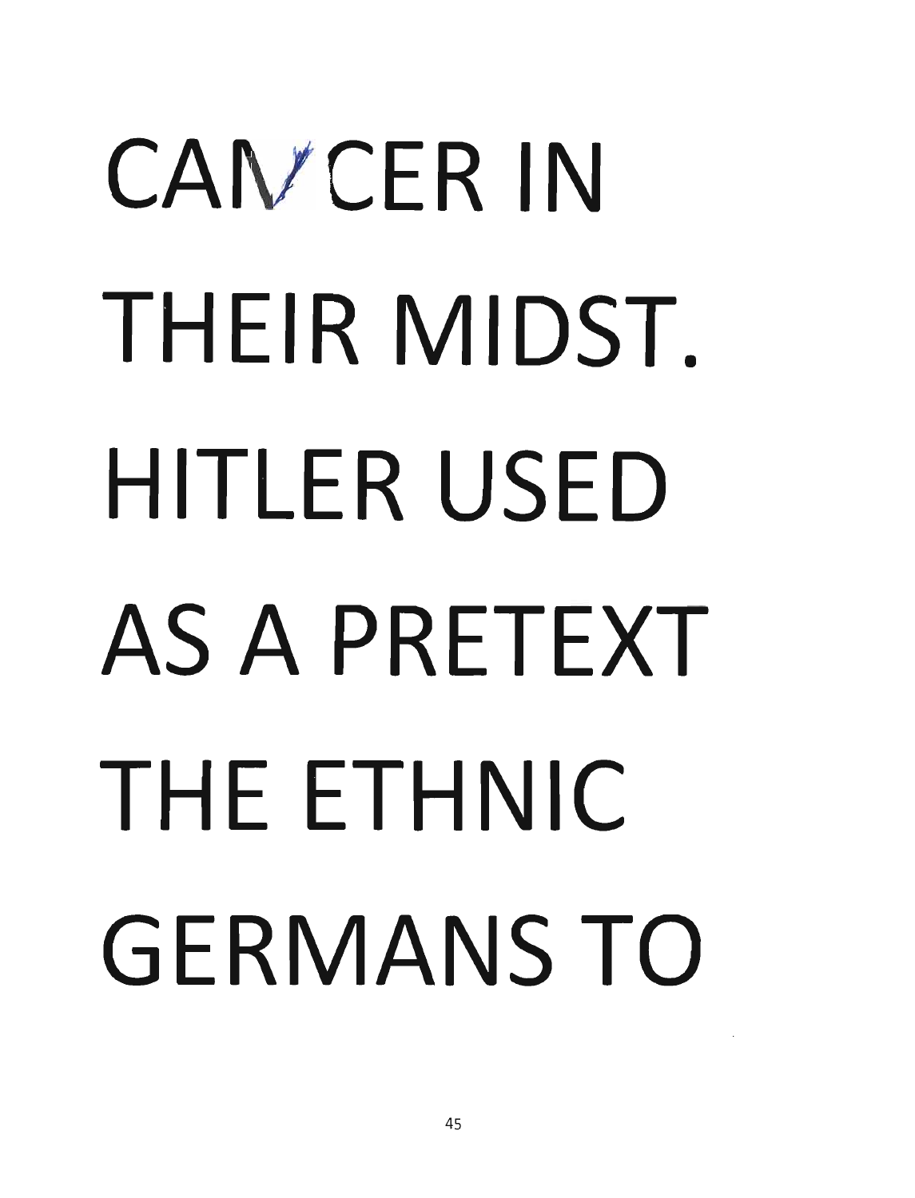CANCER IN THEIR MIDST. HITLER USED AS A PRETEXT THE ETHNIC GERMANS TO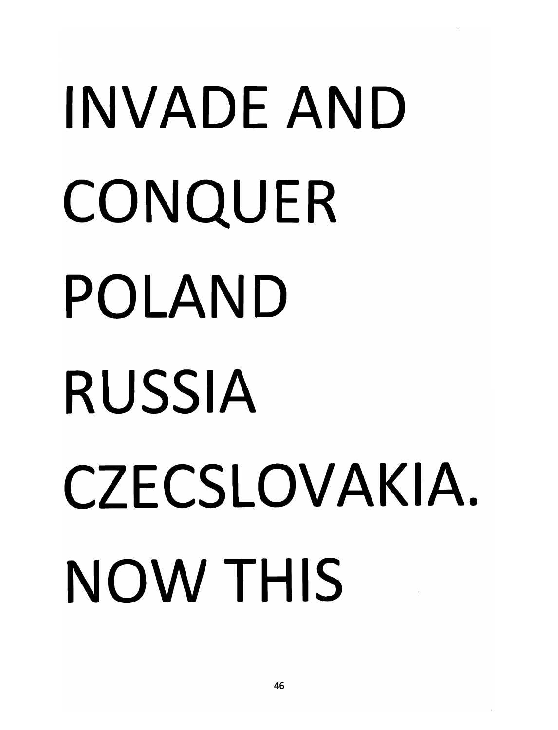INVADE AND CONQUER POLAND RUSSIA CZECSLOVAKIA. NOW THIS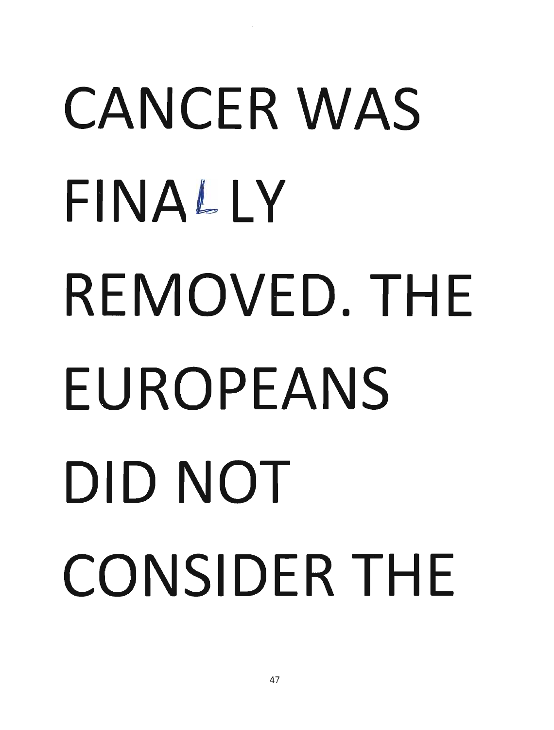CANCER WAS FINALLY REMOVED. THE EUROPEANS DID NOT CONSIDER THE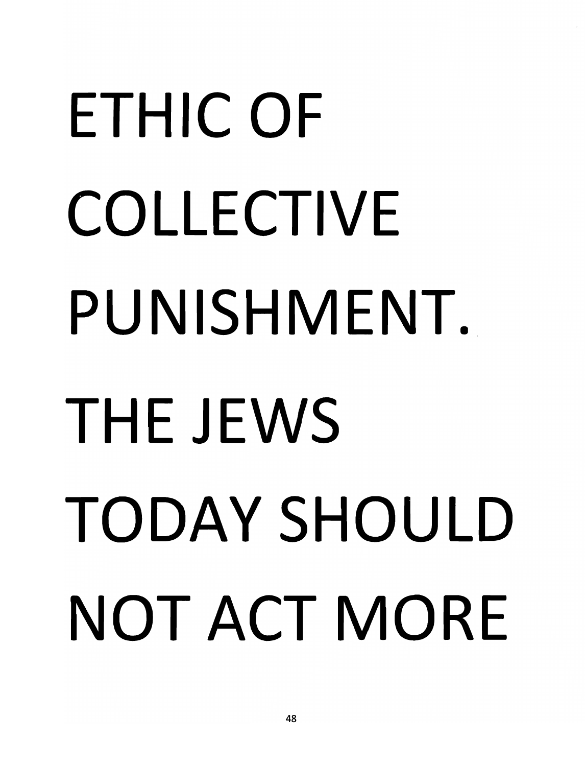ETHIC OF COLLECTIVE PUNISHMENT. THE JEWS TODAY SHOULD NOT ACT MORE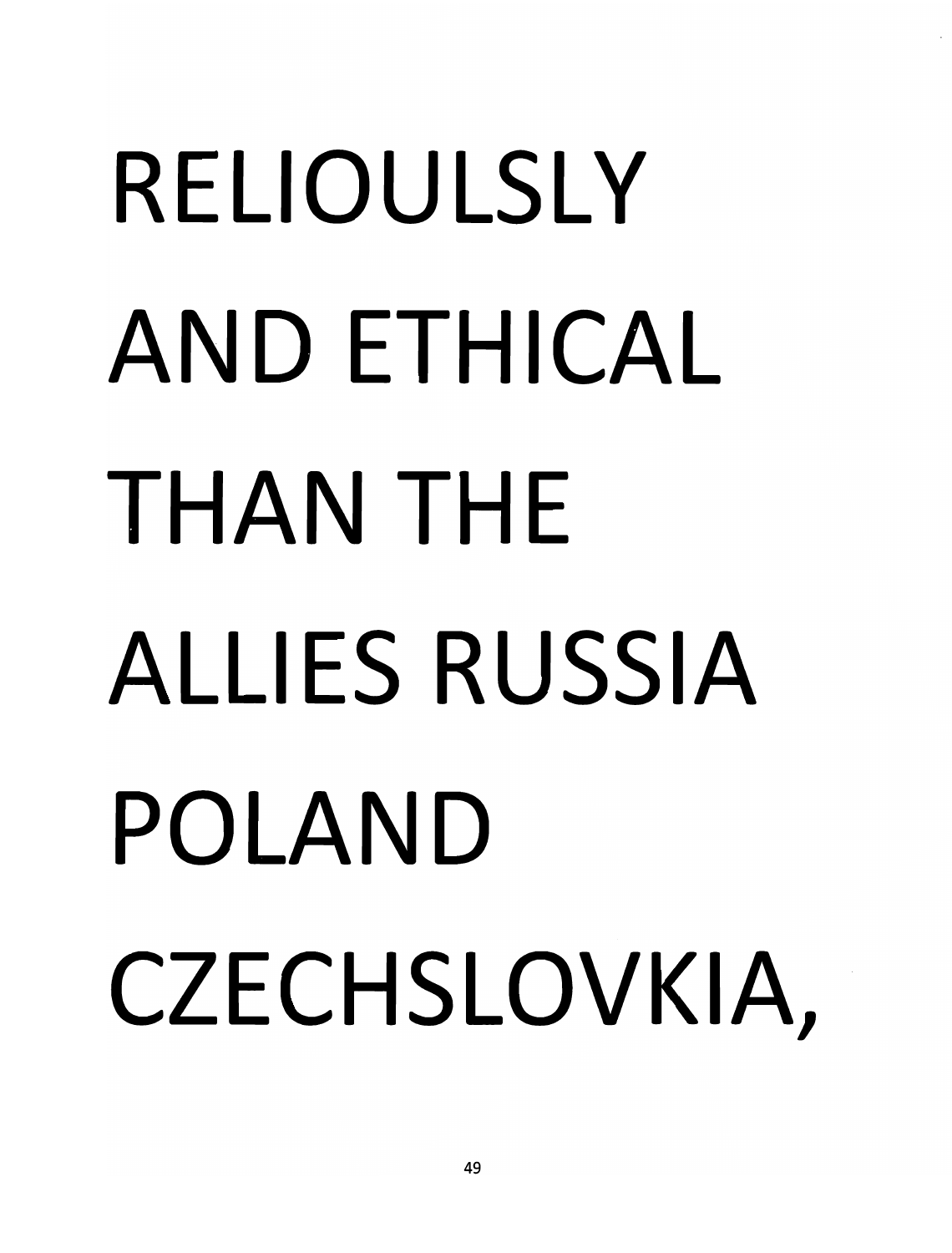RELIOULSLY AND ETHICAL THAN THE ALLIES RUSSIA POLAND CZECHSLOVKIA,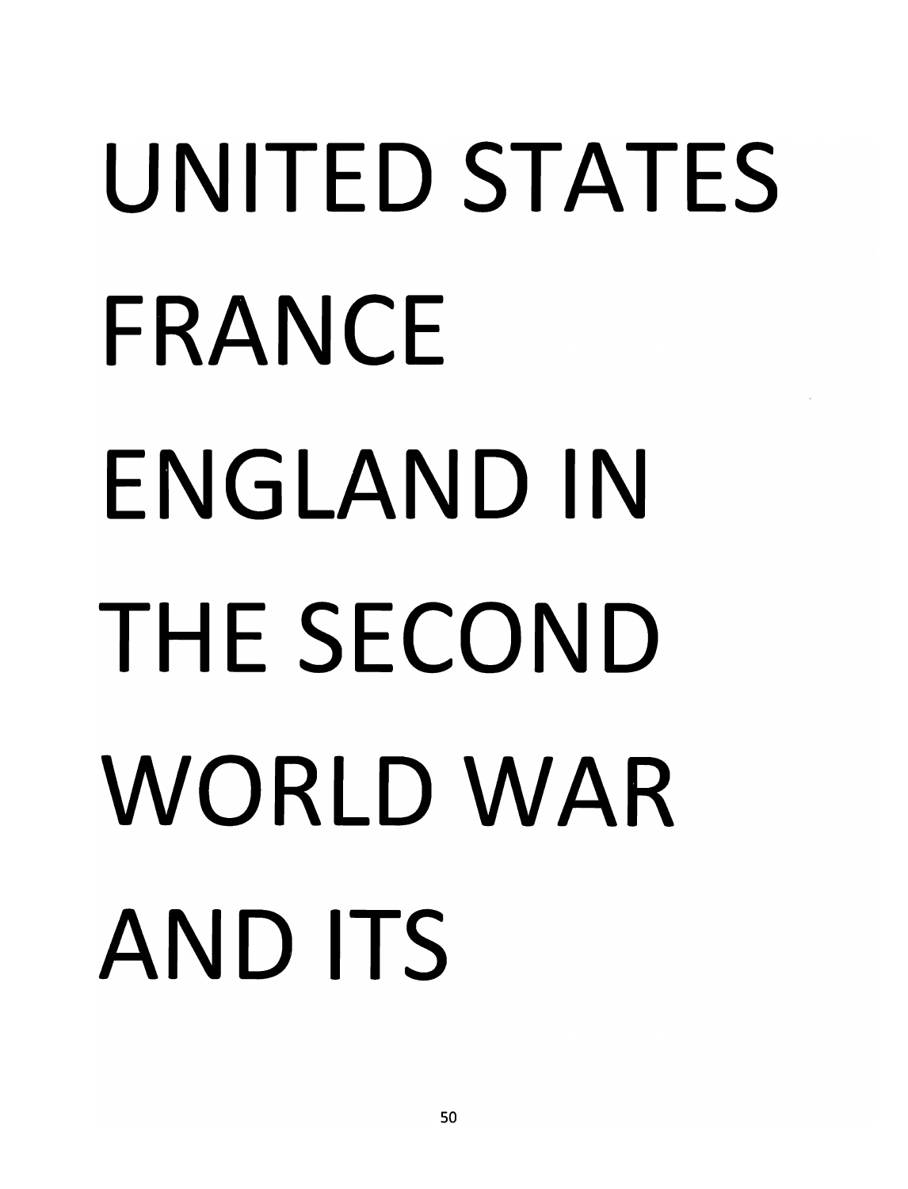UNITED STATES FRANCE ENGLAND IN THE SECOND WORLD WAR AND ITS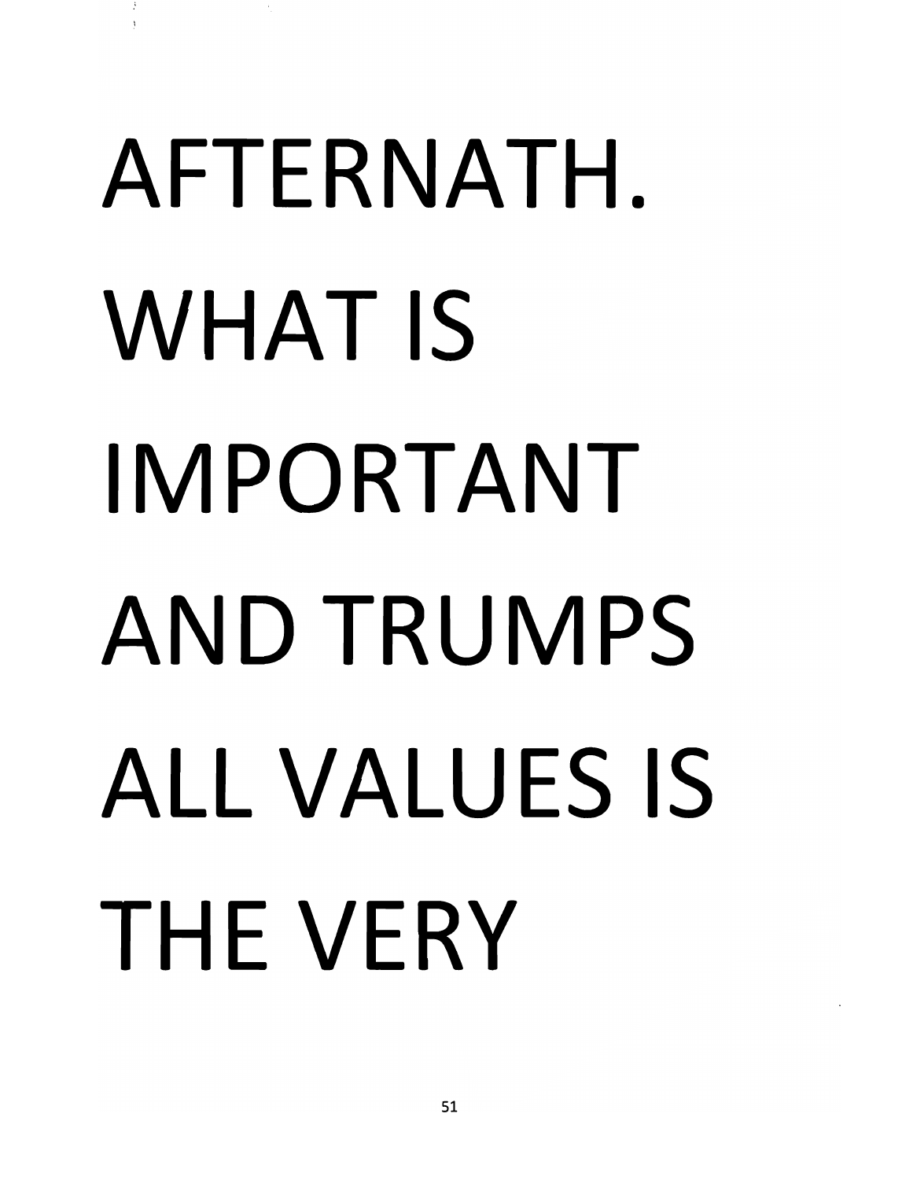AFTERNATH. WHAT IS IMPORTANT AND TRUMPS ALL VALUES IS THE VERY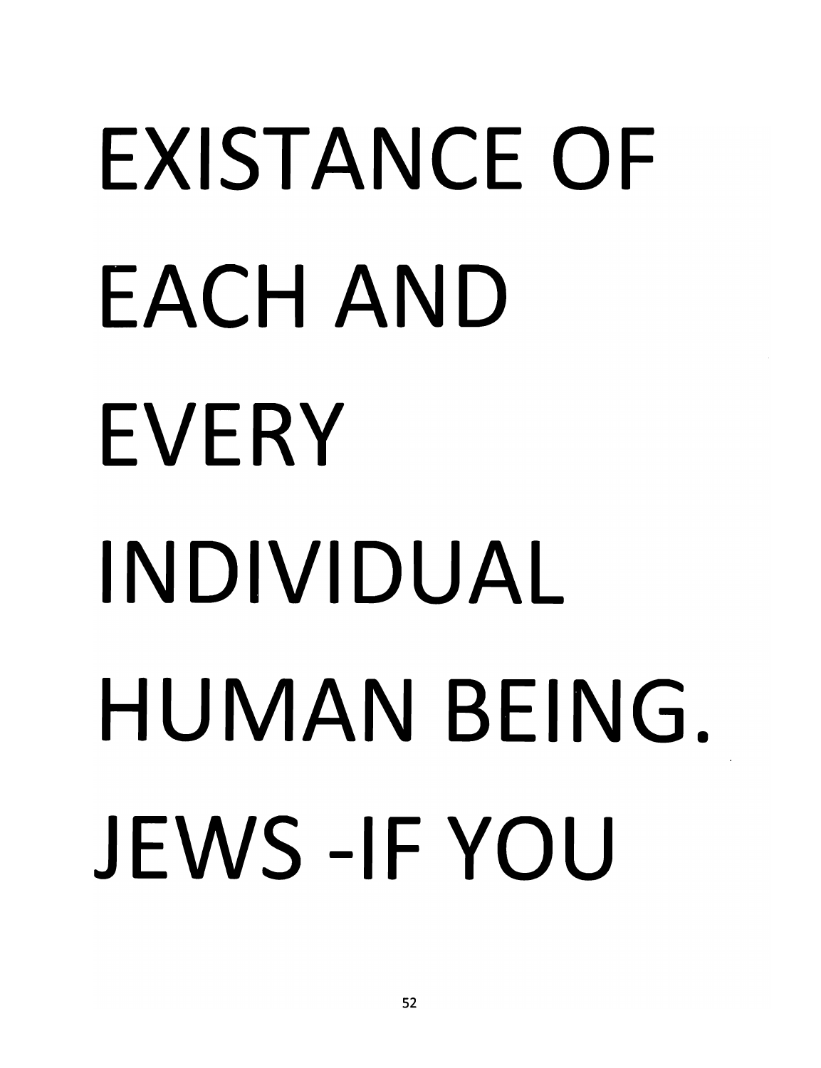EXISTANCE OF EACH AND EVERY INDIVIDUAL HUMAN BEING. JEWS -IF YOU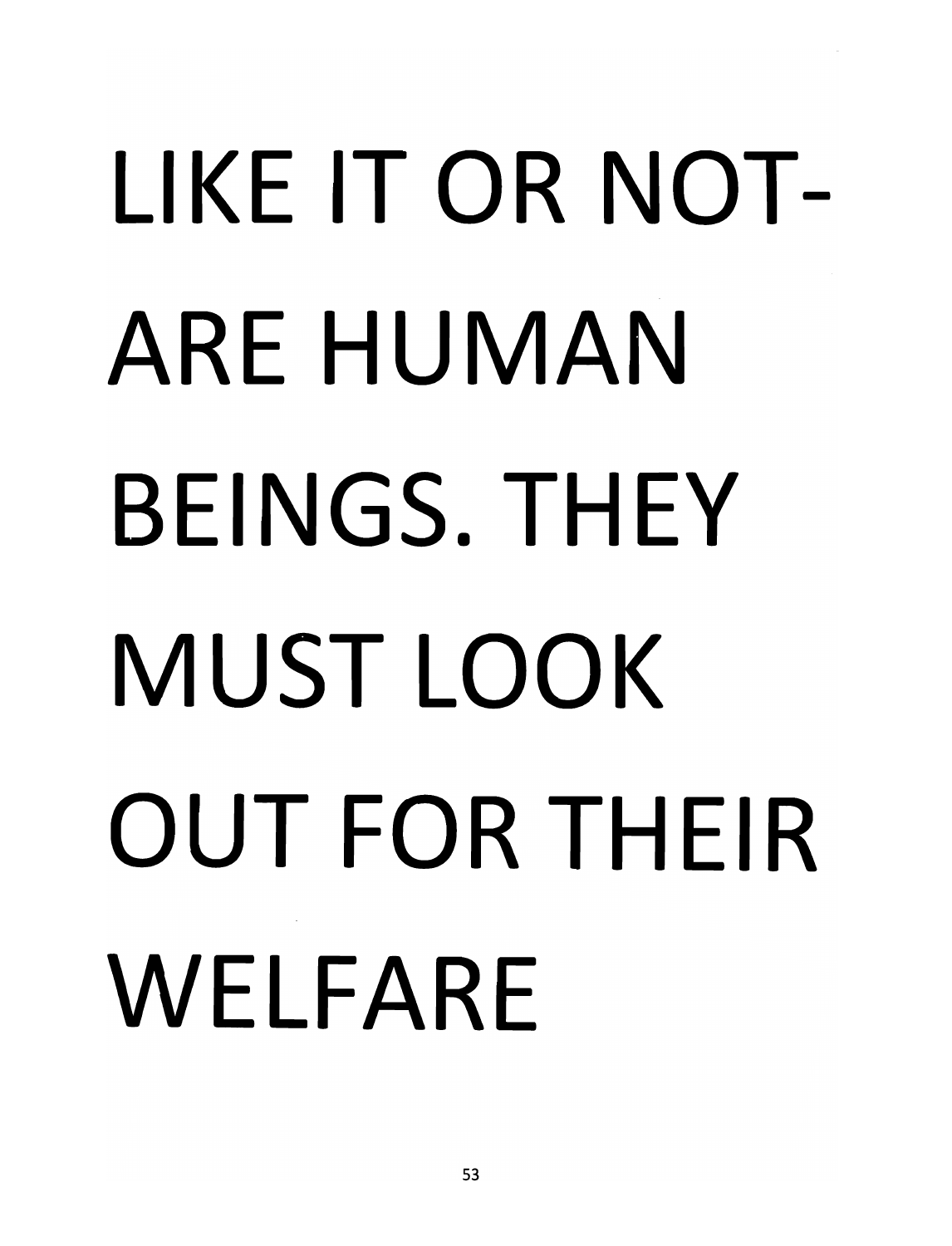LIKE IT OR NOT- ARE HUMAN BEINGS. THEY MUST LOOK OUT FOR THEIR WELFARE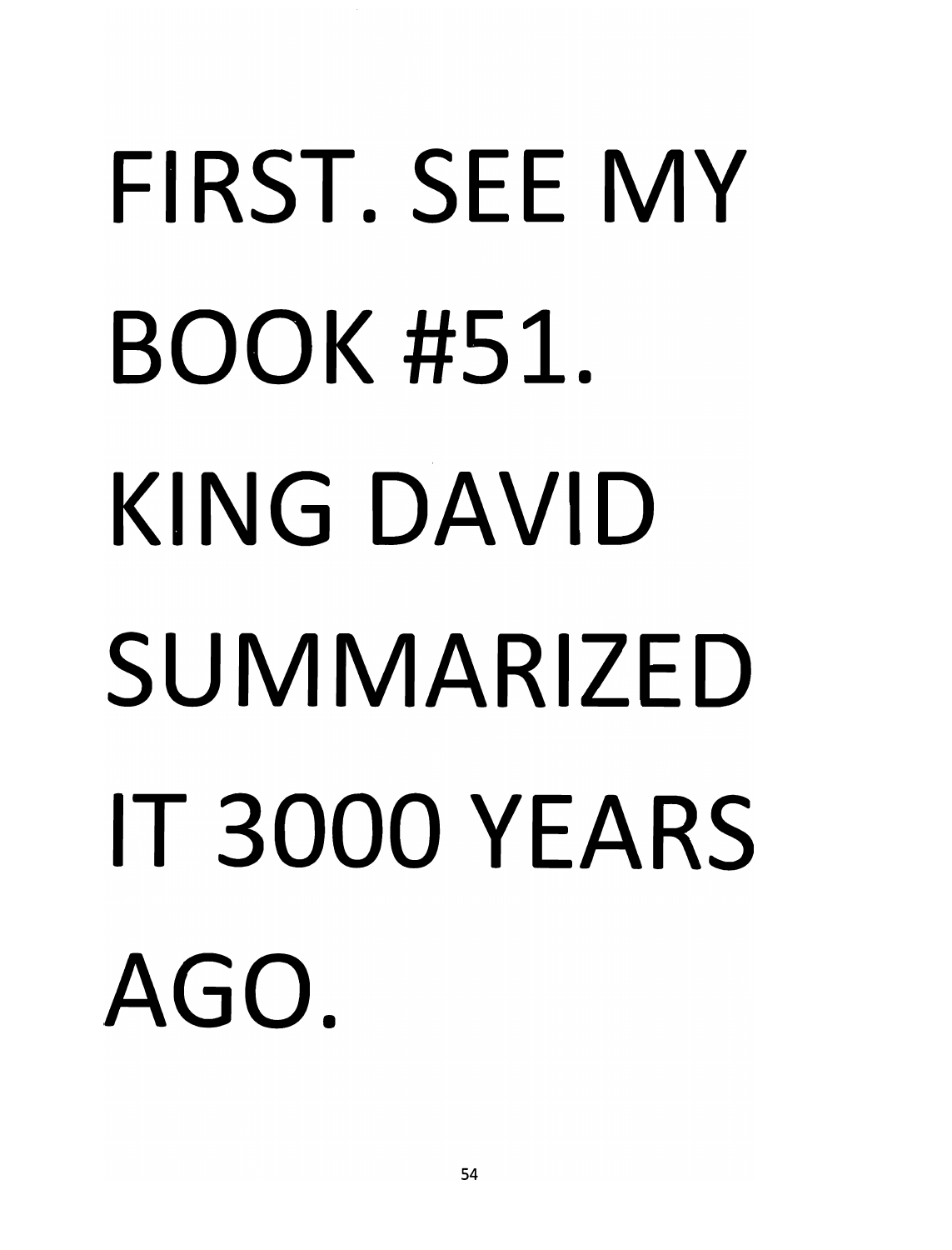FIRST. SEE MY BOOK #51. KING DAVID SUMMARIZED IT 3000 YEARS AGO.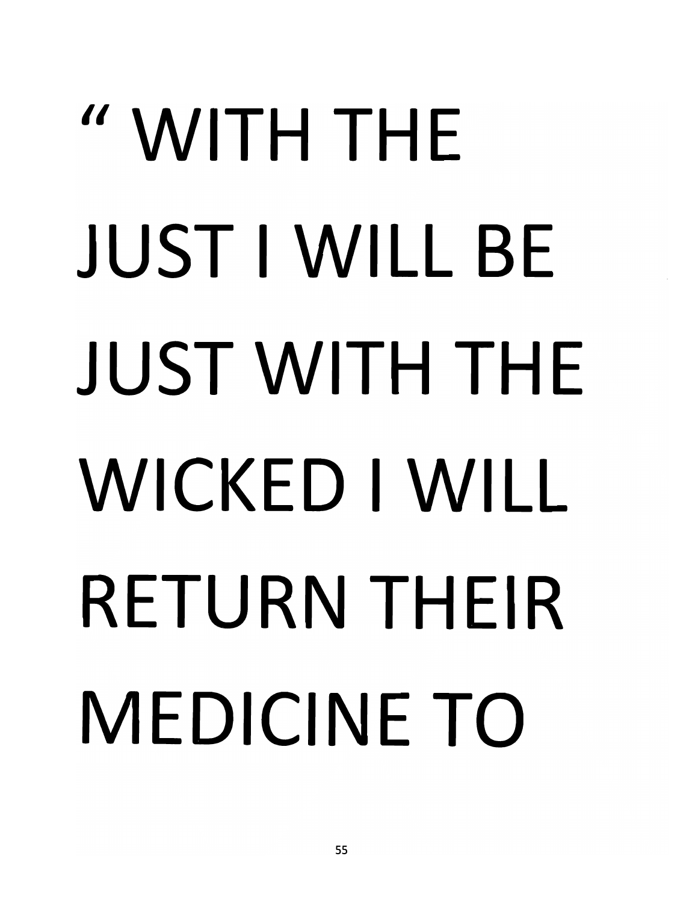" WITH THE JUST I WILL BE JUST WITH THE WICKED I WILL RETURN THEIR MEDICINE TO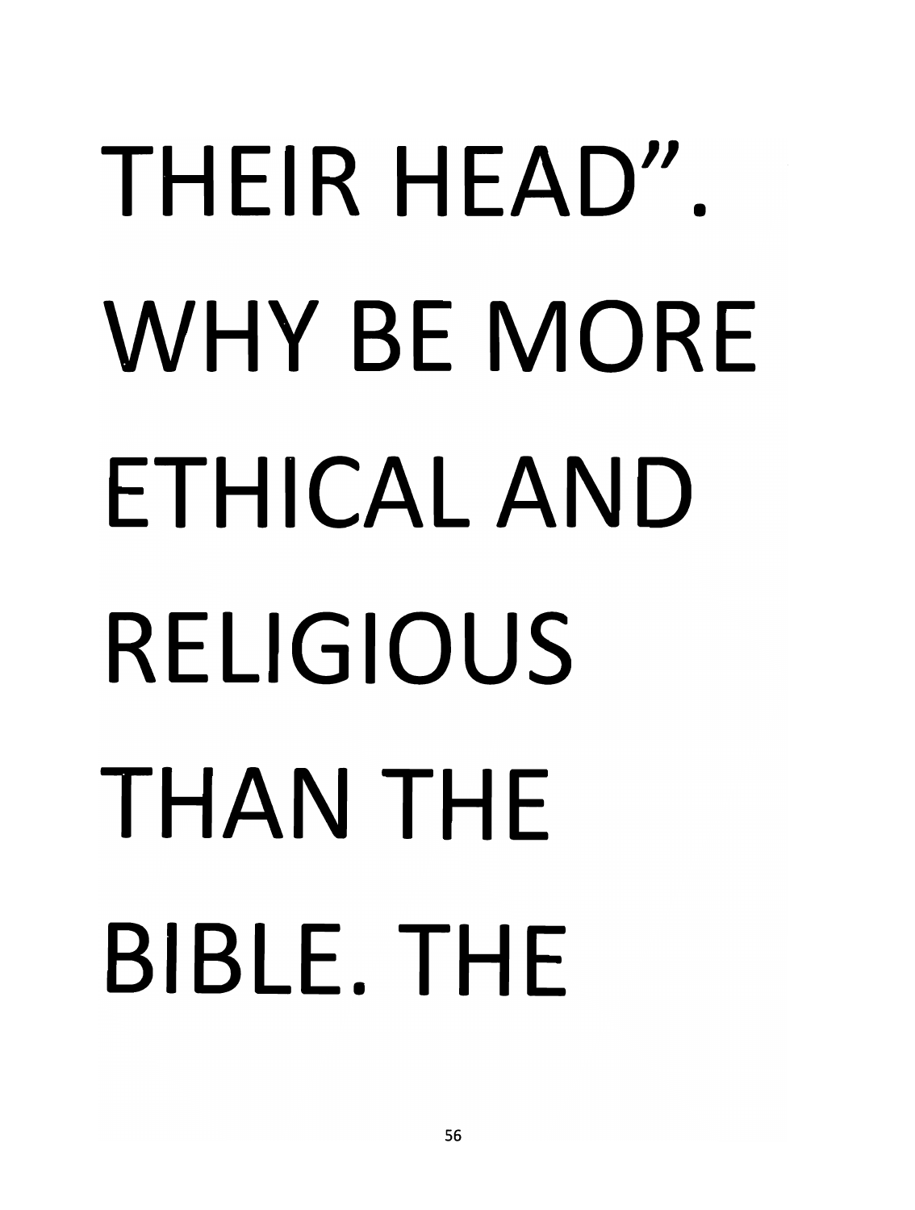THEIR HEAD". WHY BE MORE ETHICAL AND RELIGIOUS THAN THE BIBLE. THE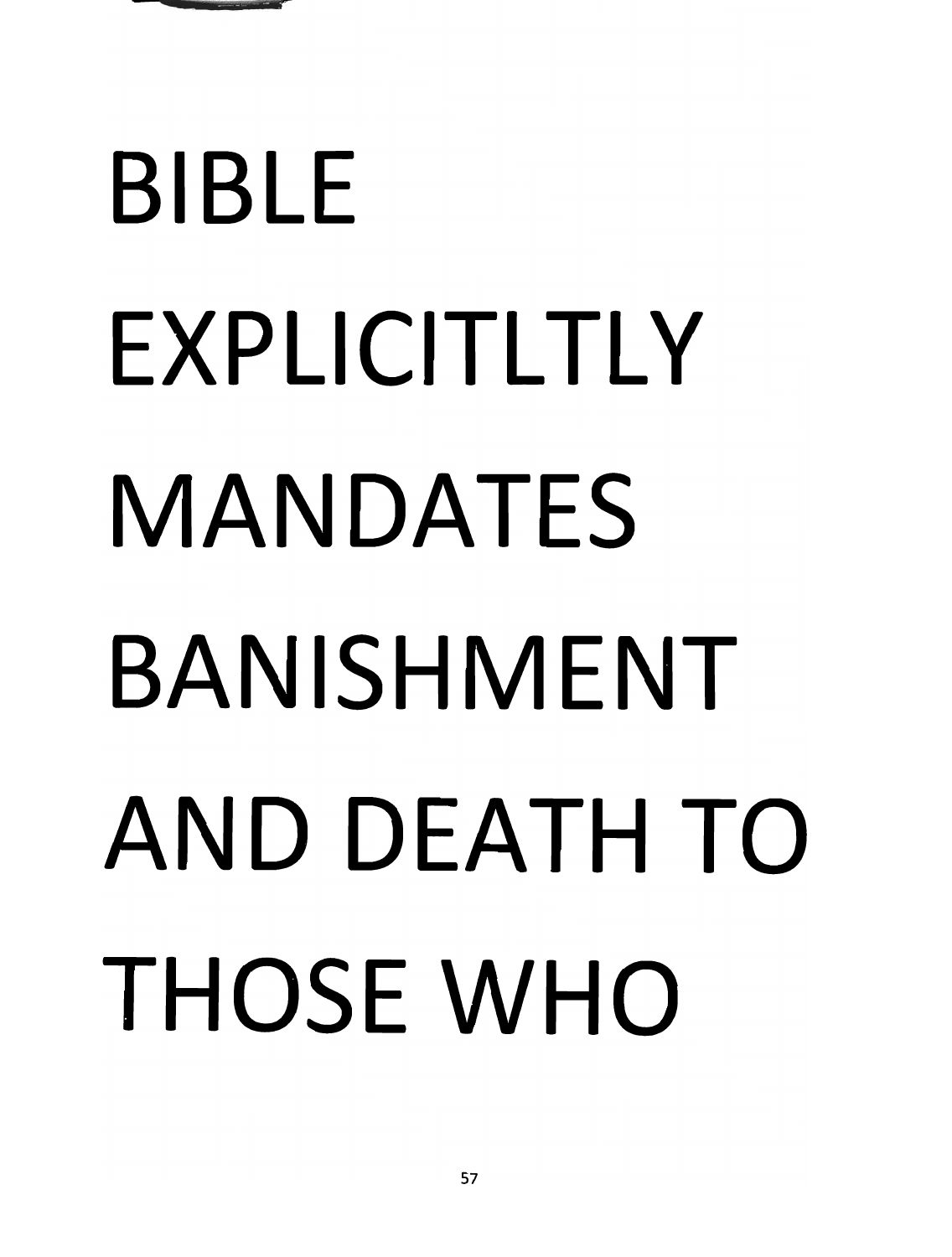BIBLE EXPLICITLTLY MANDATES BANISHMENT AND DEATH TO THOSE WHO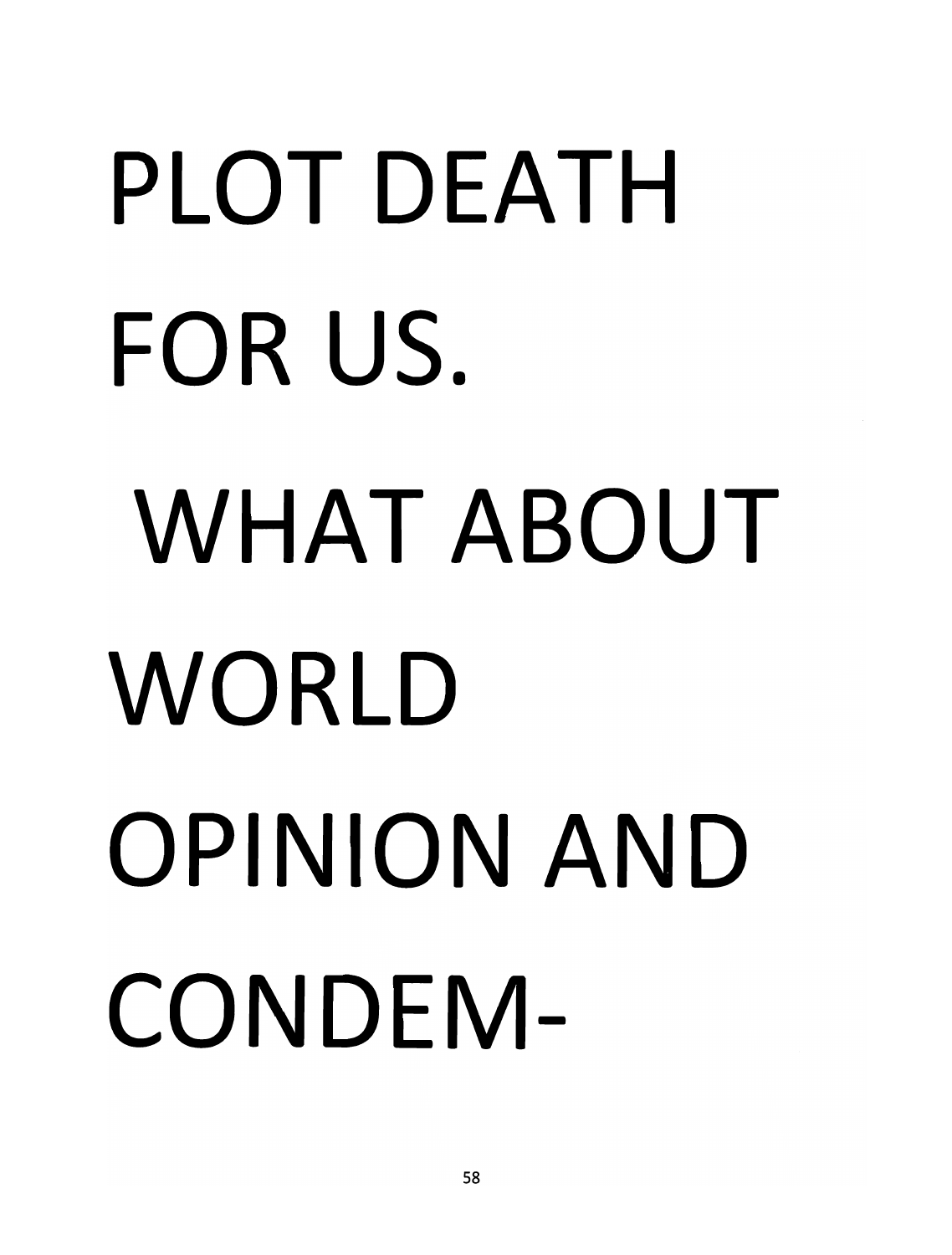PLOT DEATH FOR US.

WHAT ABOUT WORLD OPINION AND CONDEM-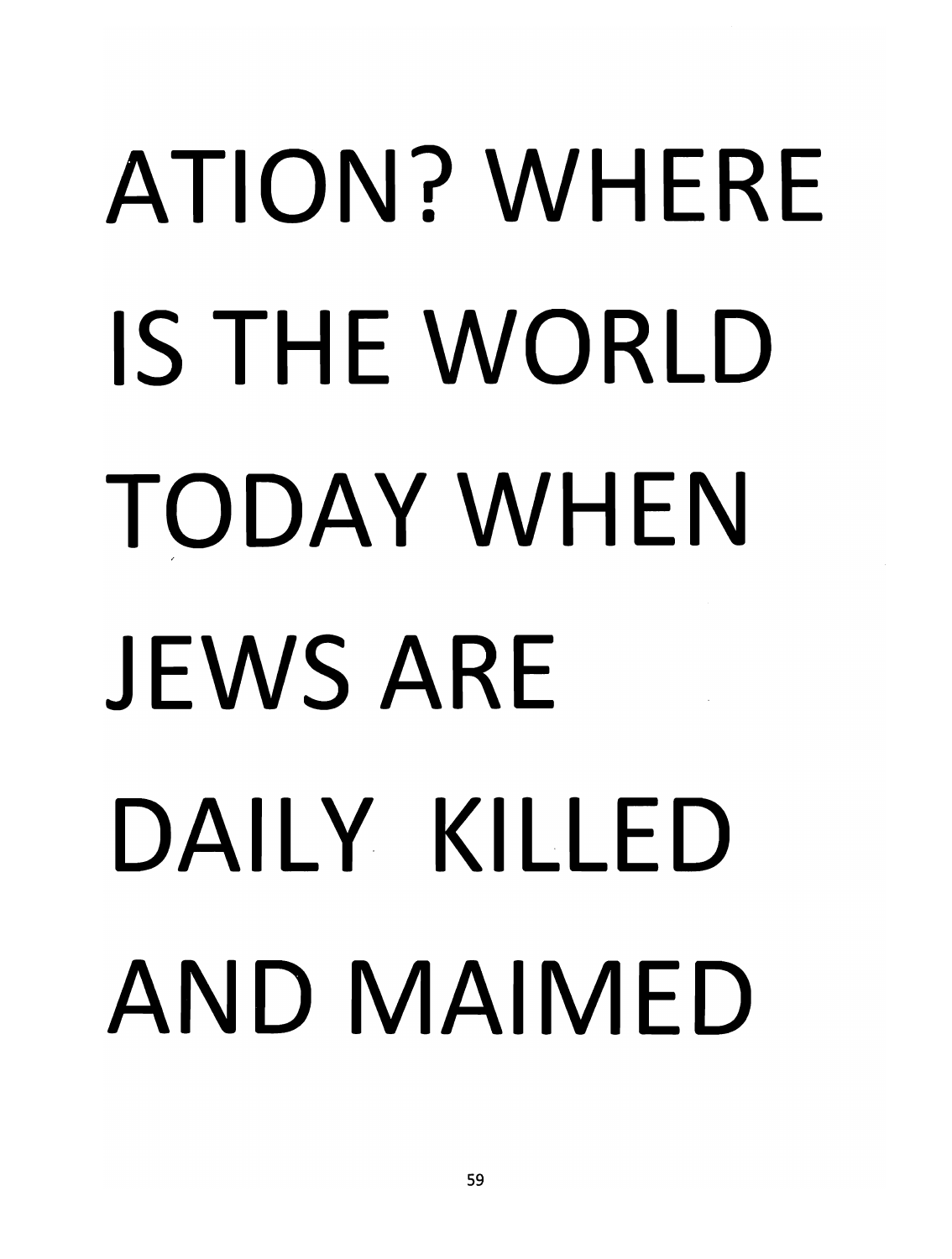ATION? WHERE IS THE WORLD TODAY WHEN JEWS ARE DAILY KILLED AND MAIMED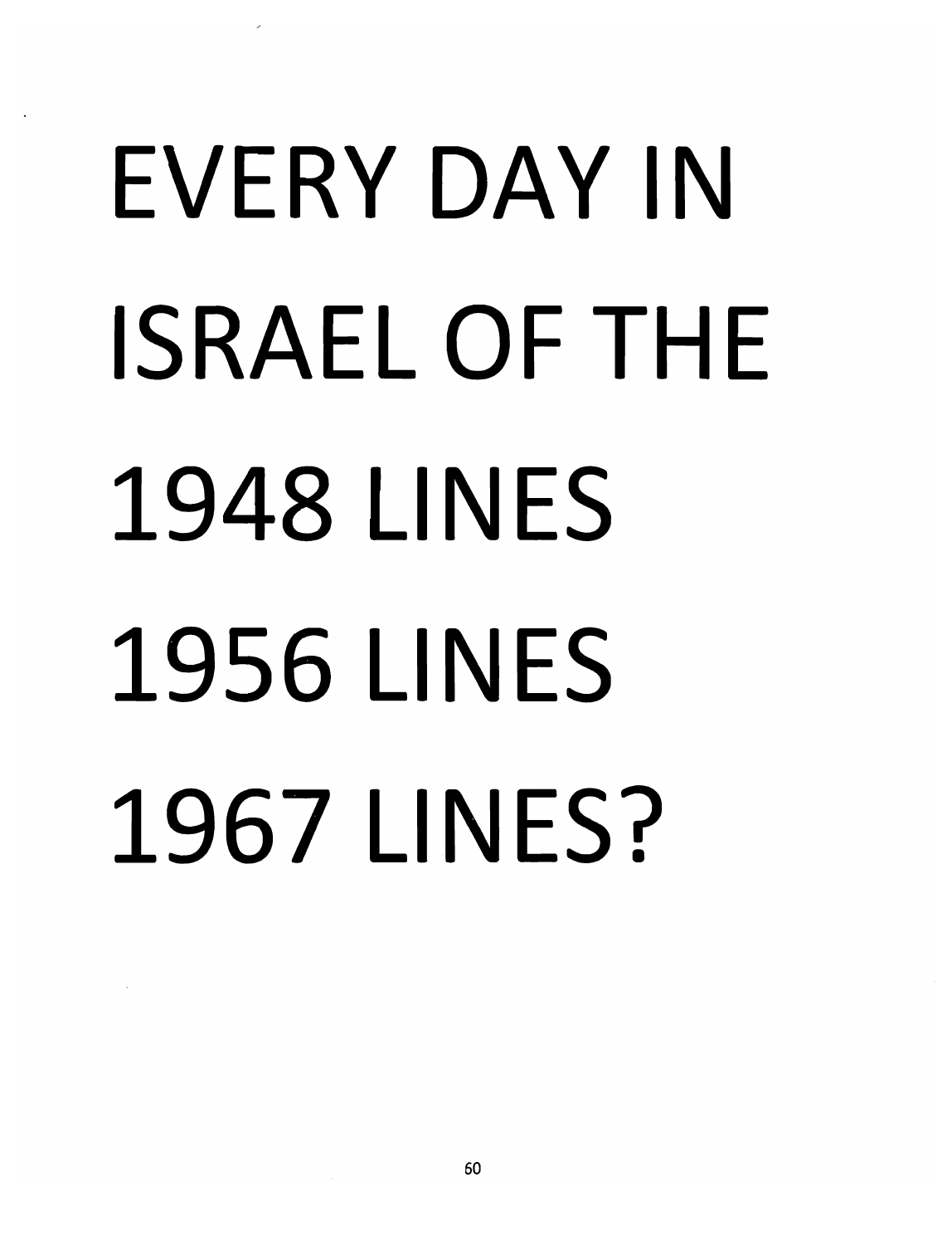EVERY DAY IN ISRAEL OF THE 1948 LINES 1956 LINES 1967 LINES?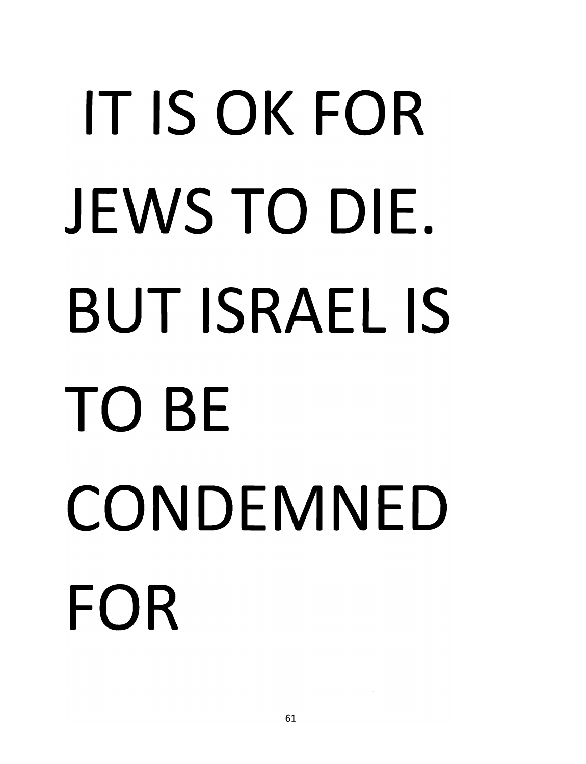IT IS OK FOR JEWS TO DIE. BUT ISRAEL IS TO BE CONDEMNED FOR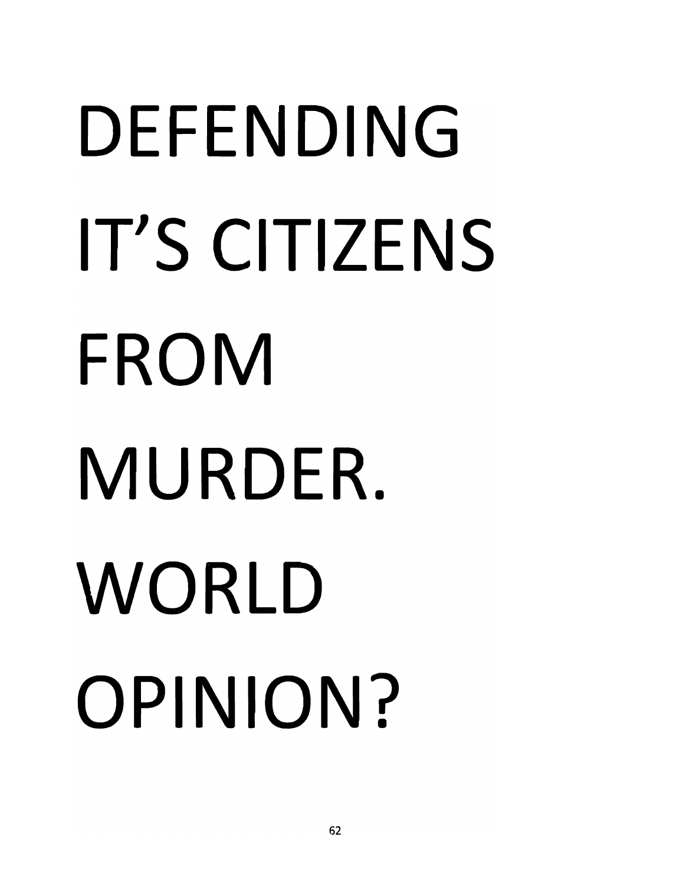DEFENDING IT'S CITIZENS FROM MURDER. WORLD OPINION?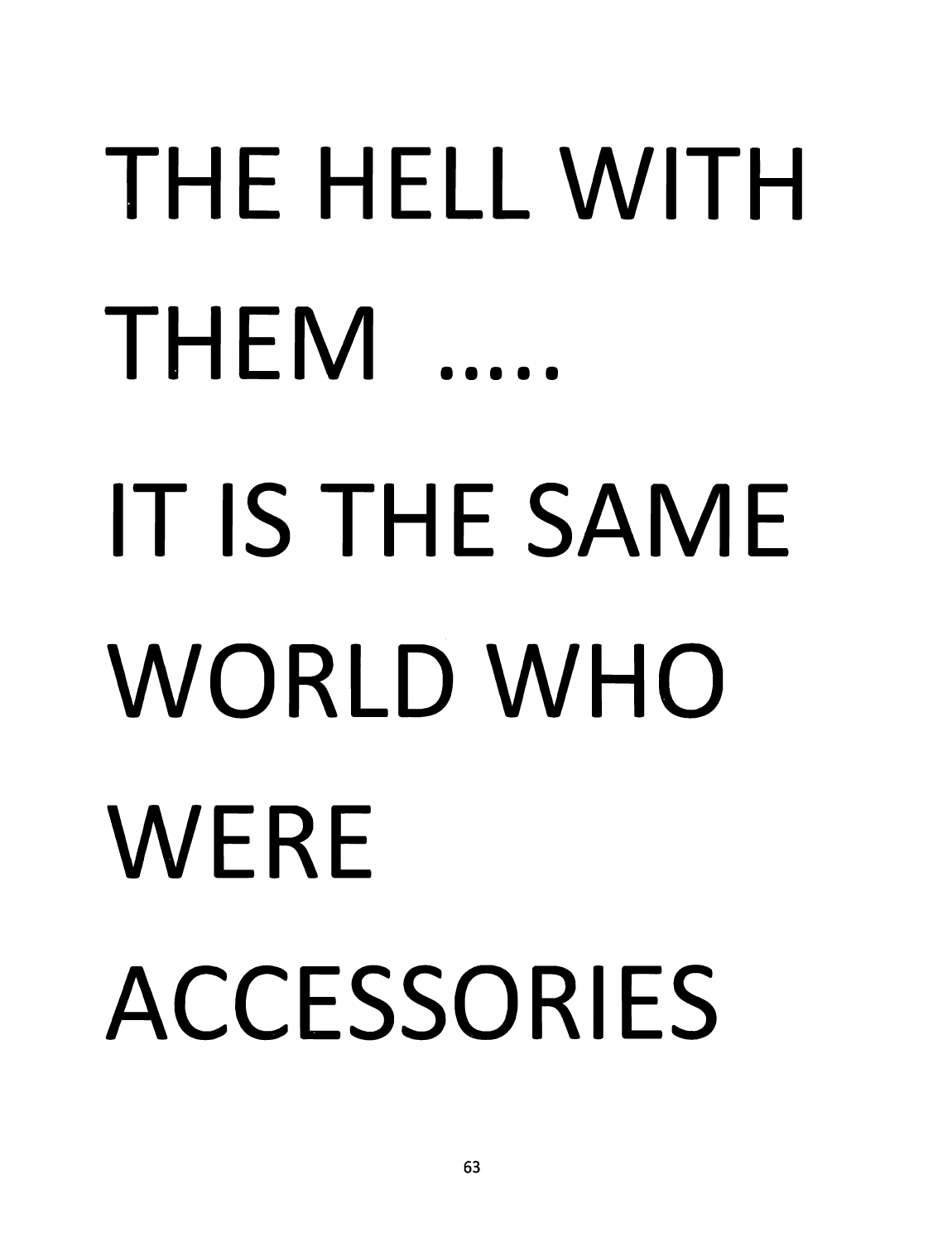THE HELL WITH THEM .....

IT IS THE SAME WORLD WHO WERE ACCESSORIES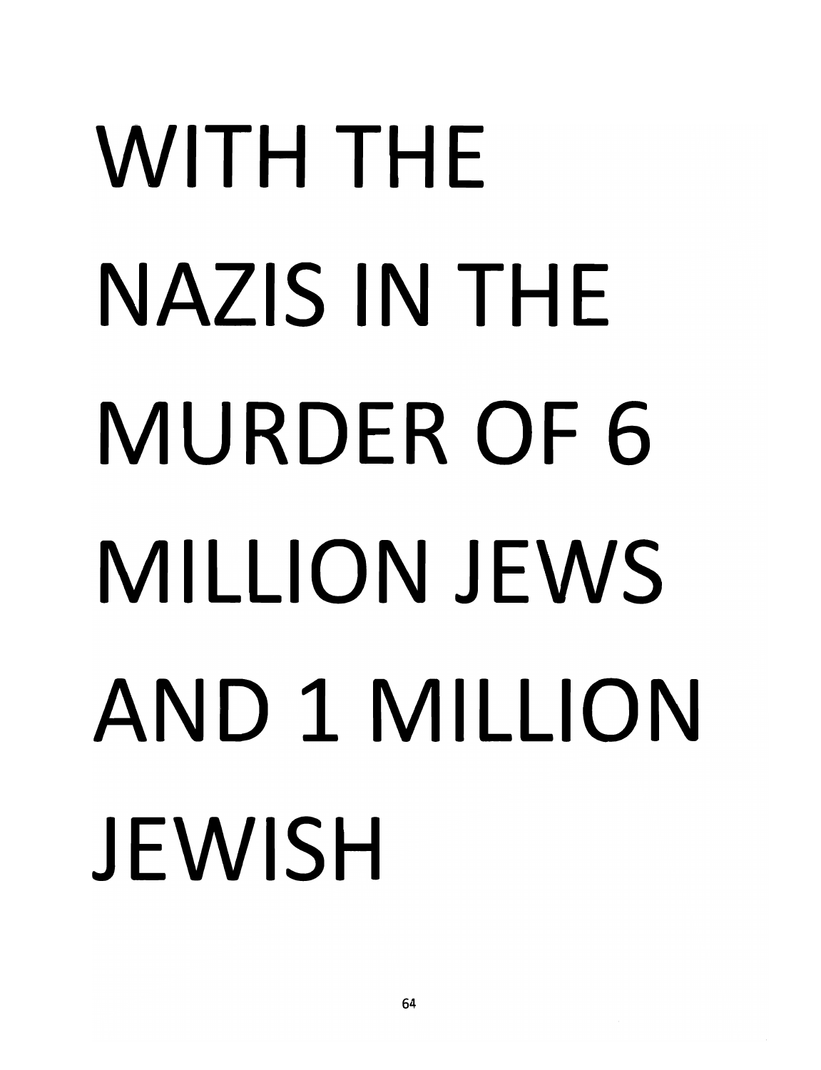WITH THE NAZIS IN THE MURDER OF 6 MILLION JEWS AND 1 MILLION JEWISH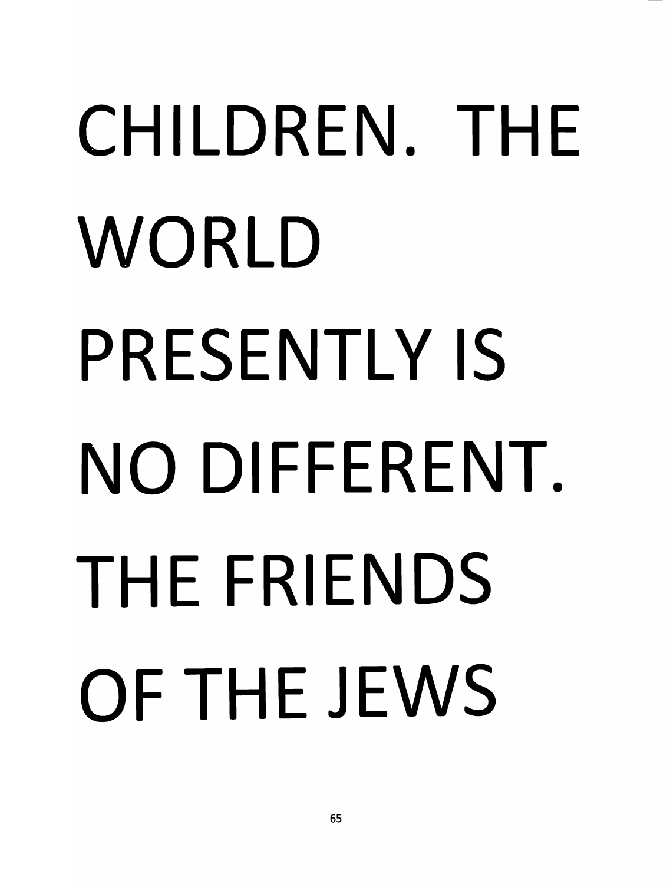CHILDREN. THE WORLD PRESENTLY IS NO DIFFERENT. THE FRIENDS OF THE JEWS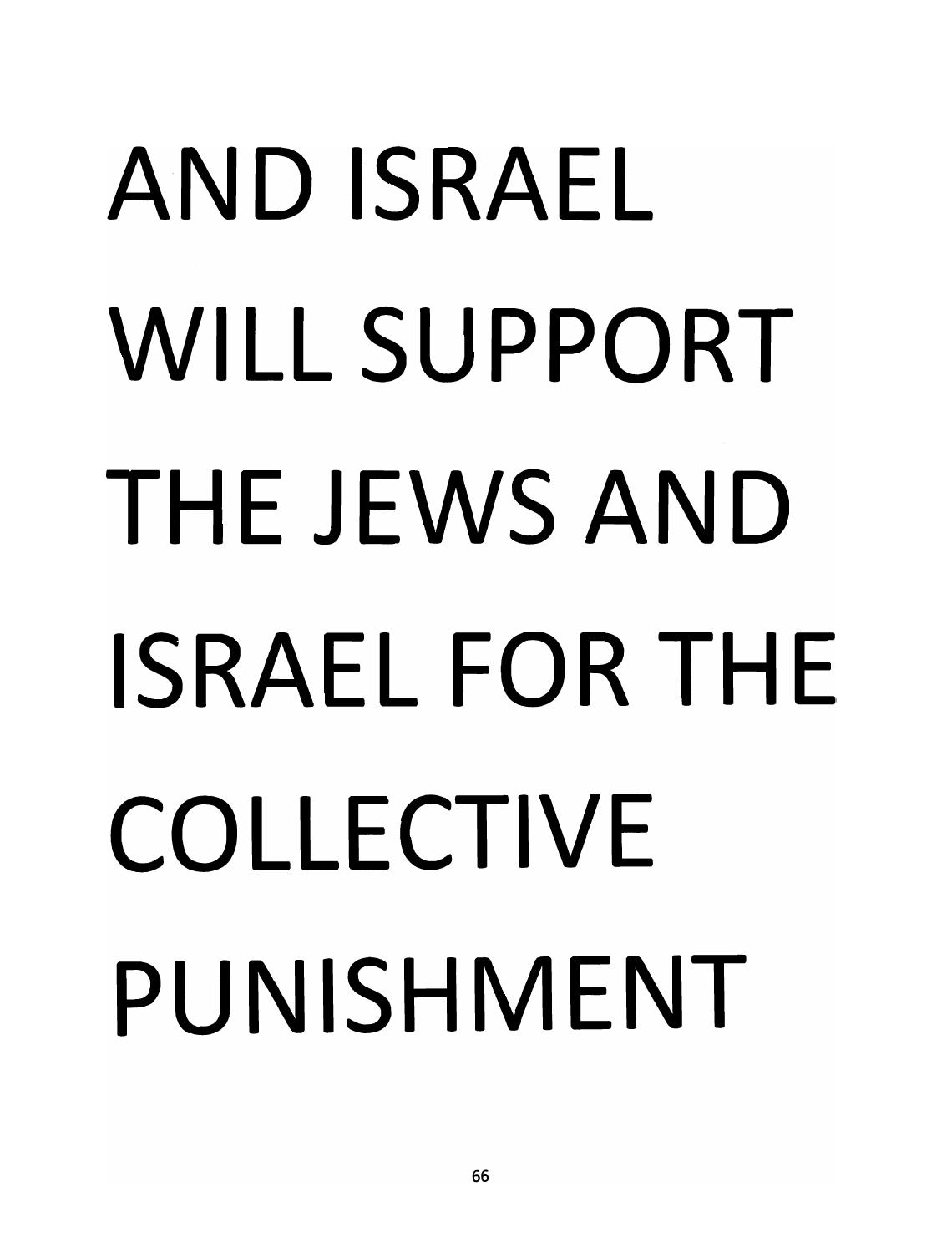AND ISRAEL WILL SUPPORT THE JEWS AND ISRAEL FOR THE COLLECTIVE PUNISHMENT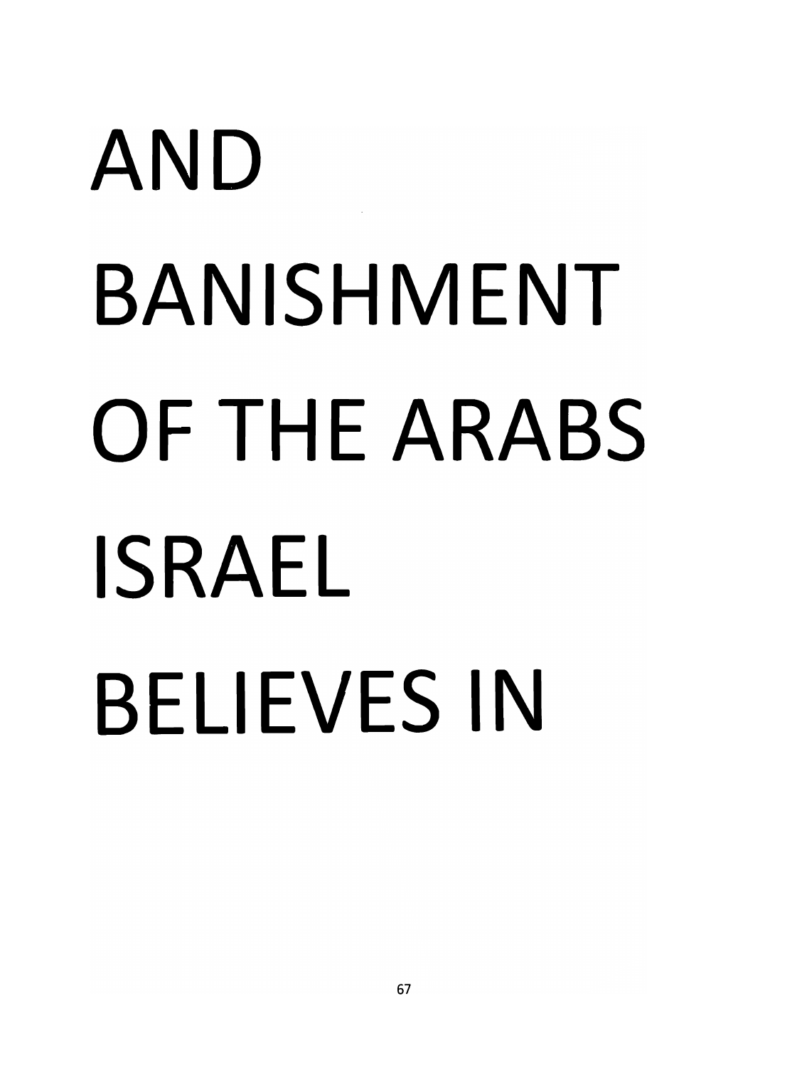AND
BANISHMENT
OF THE ARABS
ISRAEL
BELIEVES IN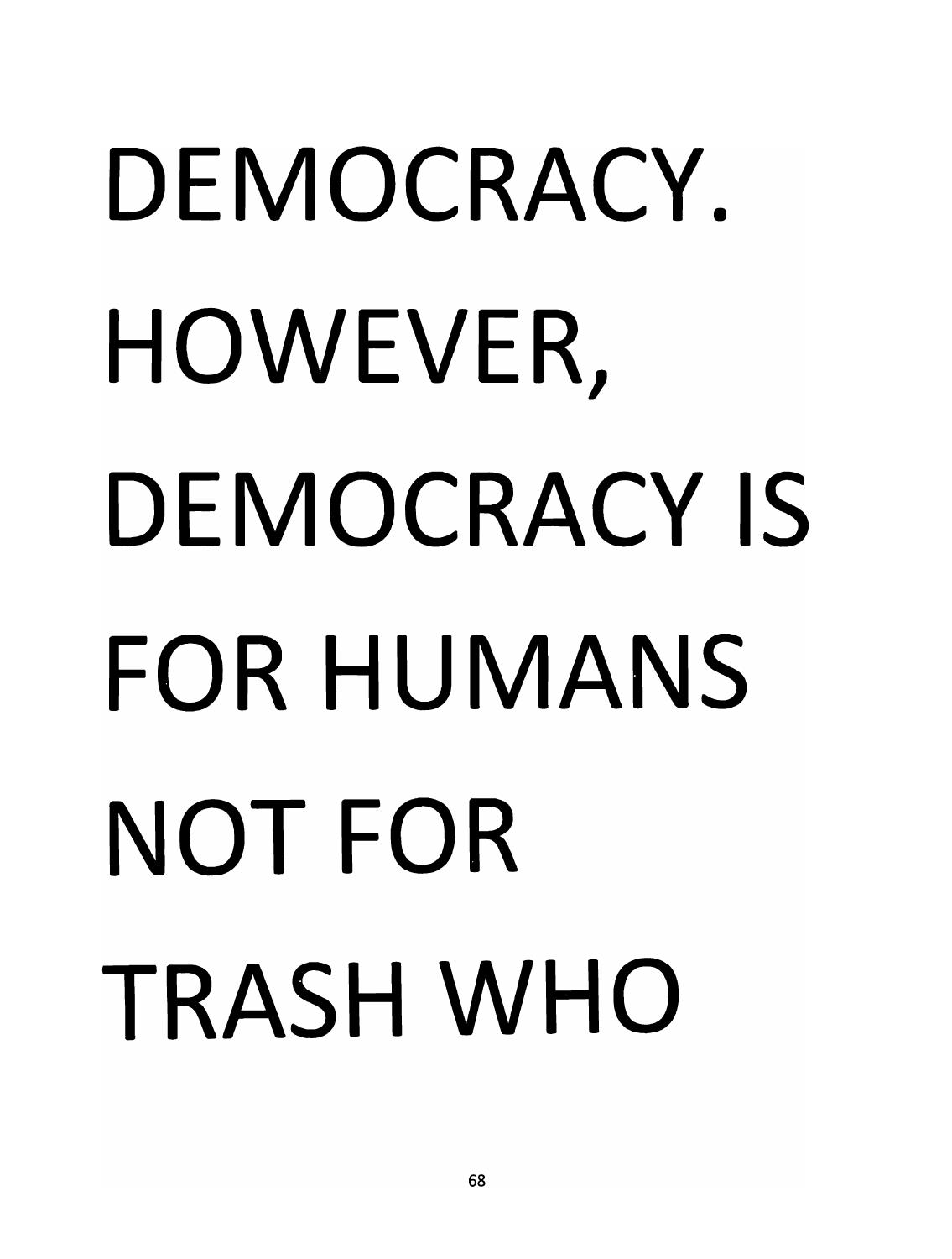DEMOCRACY. HOWEVER, DEMOCRACY IS FOR HUMANS NOT FOR TRASH WHO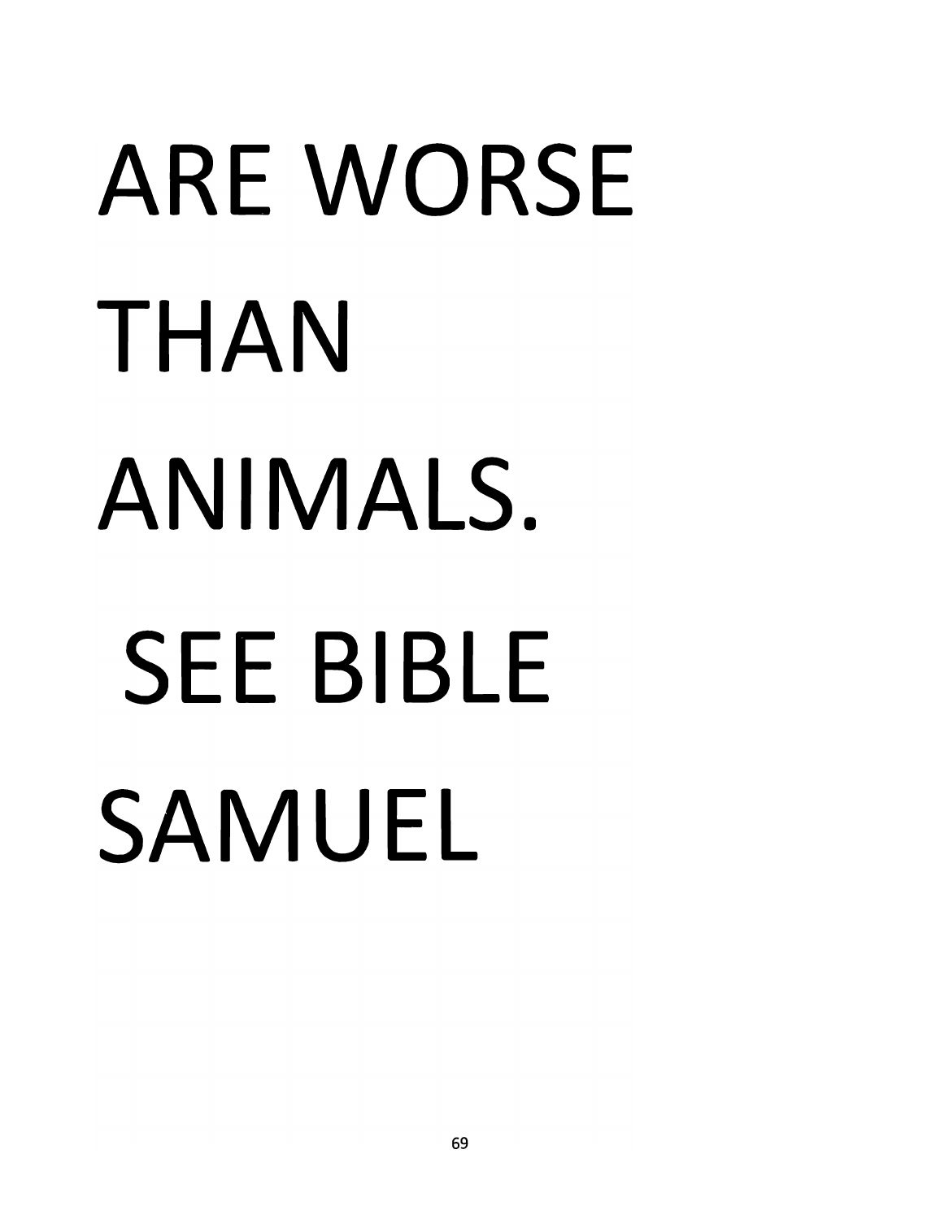ARE WORSE THAN ANIMALS.

SEE BIBLE SAMUEL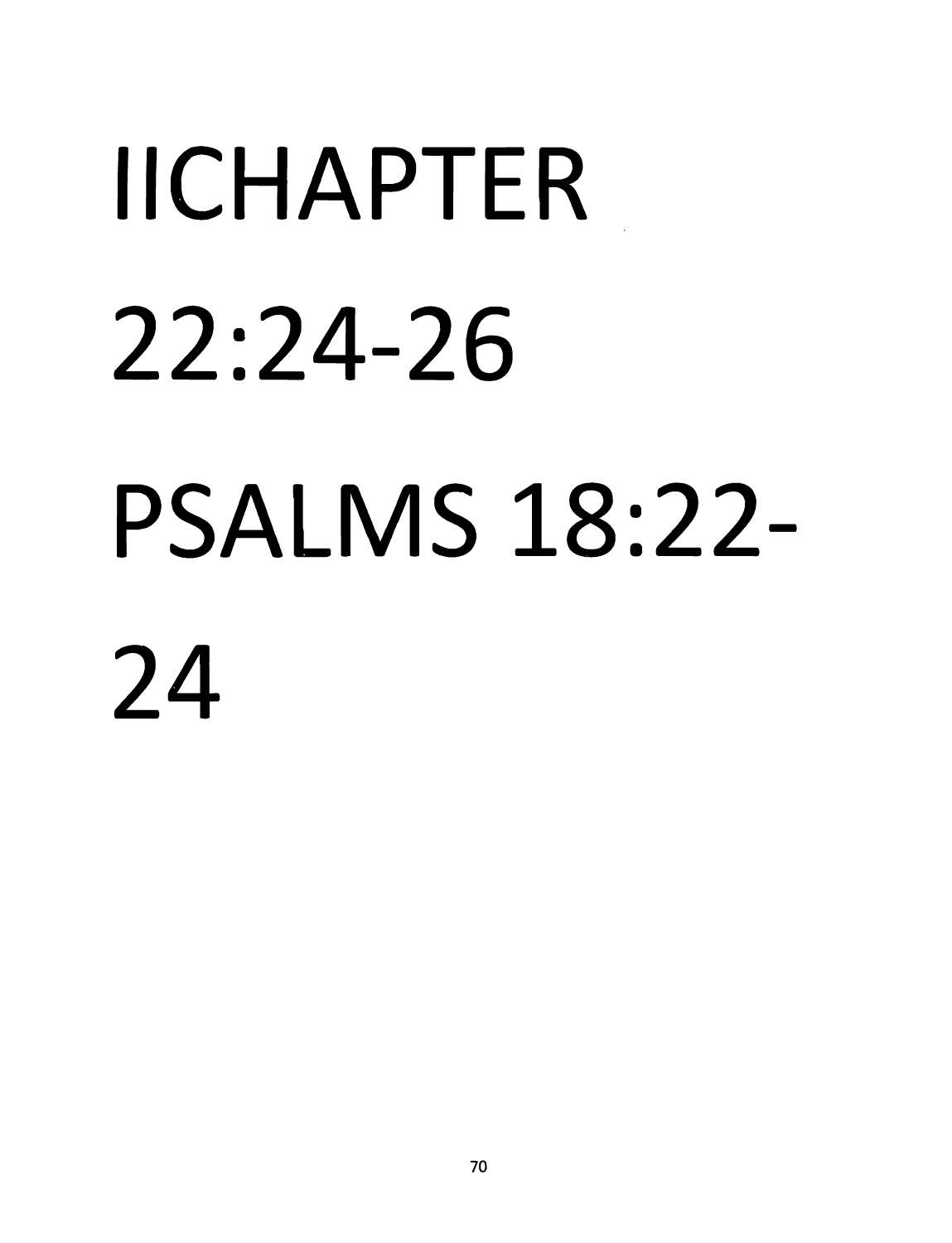IICHAPTER 22:24-26 PSALMS 18:22-24